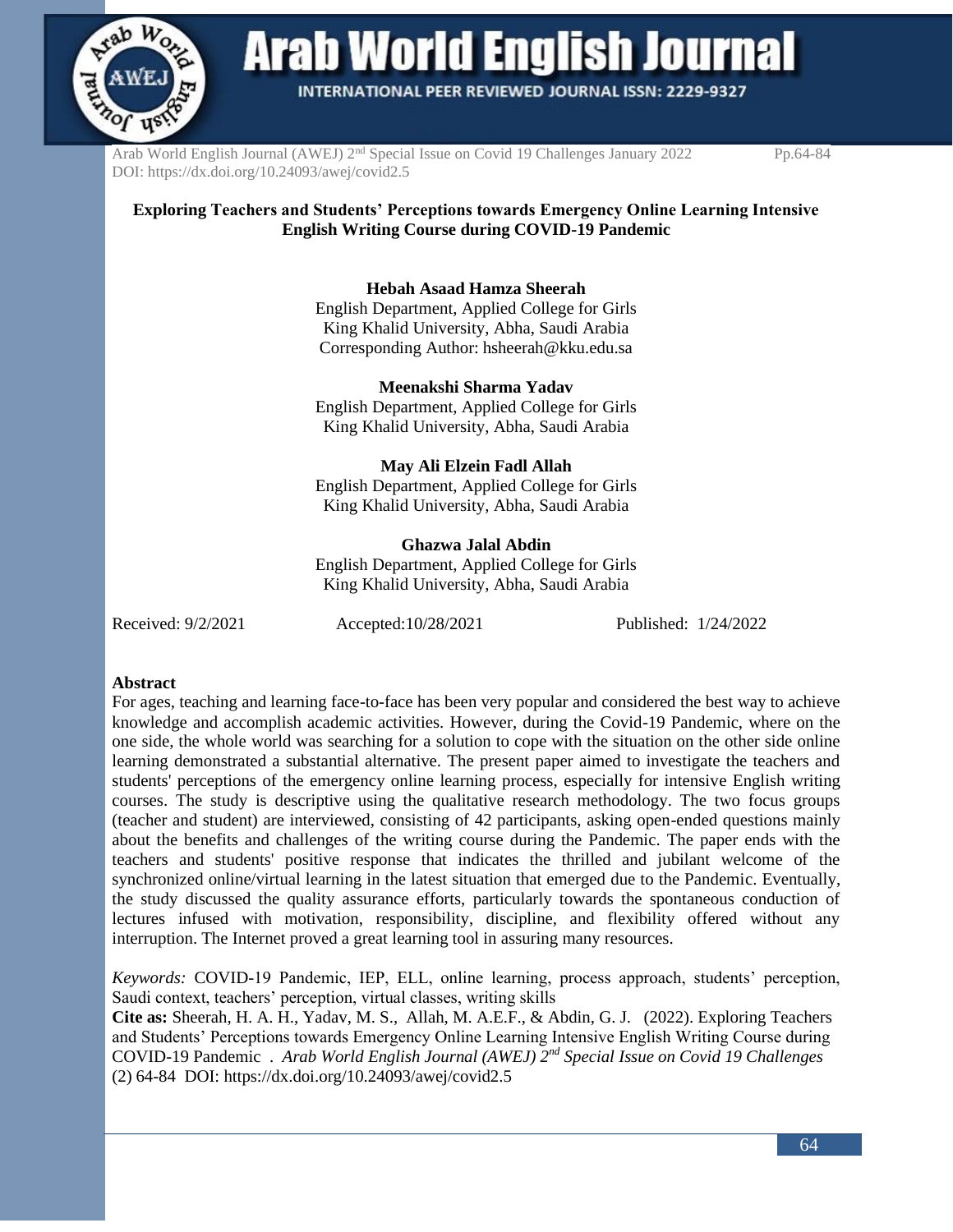# Exploring Teachers and Students' Perceptions towards Emergency Online Learning Intensive English Writing Course during COVID-19 Pandemic

**Hebah Asaad Hamza Sheerah**
English Department, Applied College for Girls
King Khalid University, Abha, Saudi Arabia
Corresponding Author: hsheerah@kku.edu.sa

**Meenakshi Sharma Yadav**
English Department, Applied College for Girls
King Khalid University, Abha, Saudi Arabia

**May Ali Elzein Fadl Allah**
English Department, Applied College for Girls
King Khalid University, Abha, Saudi Arabia

**Ghazwa Jalal Abdin**
English Department, Applied College for Girls
King Khalid University, Abha, Saudi Arabia

Received: 9/2/2021 Accepted:10/28/2021 Published: 1/24/2022

## Abstract

For ages, teaching and learning face-to-face has been very popular and considered the best way to achieve knowledge and accomplish academic activities. However, during the Covid-19 Pandemic, where on the one side, the whole world was searching for a solution to cope with the situation on the other side online learning demonstrated a substantial alternative. The present paper aimed to investigate the teachers and students' perceptions of the emergency online learning process, especially for intensive English writing courses. The study is descriptive using the qualitative research methodology. The two focus groups (teacher and student) are interviewed, consisting of 42 participants, asking open-ended questions mainly about the benefits and challenges of the writing course during the Pandemic. The paper ends with the teachers and students' positive response that indicates the thrilled and jubilant welcome of the synchronized online/virtual learning in the latest situation that emerged due to the Pandemic. Eventually, the study discussed the quality assurance efforts, particularly towards the spontaneous conduction of lectures infused with motivation, responsibility, discipline, and flexibility offered without any interruption. The Internet proved a great learning tool in assuring many resources.

*Keywords:* COVID-19 Pandemic, IEP, ELL, online learning, process approach, students' perception, Saudi context, teachers' perception, virtual classes, writing skills

**Cite as:** Sheerah, H. A. H., Yadav, M. S., Allah, M. A.E.F., & Abdin, G. J. (2022). Exploring Teachers and Students' Perceptions towards Emergency Online Learning Intensive English Writing Course during COVID-19 Pandemic . *Arab World English Journal (AWEJ) 2nd Special Issue on Covid 19 Challenges* (2) 64-84 DOI: https://dx.doi.org/10.24093/awej/covid2.5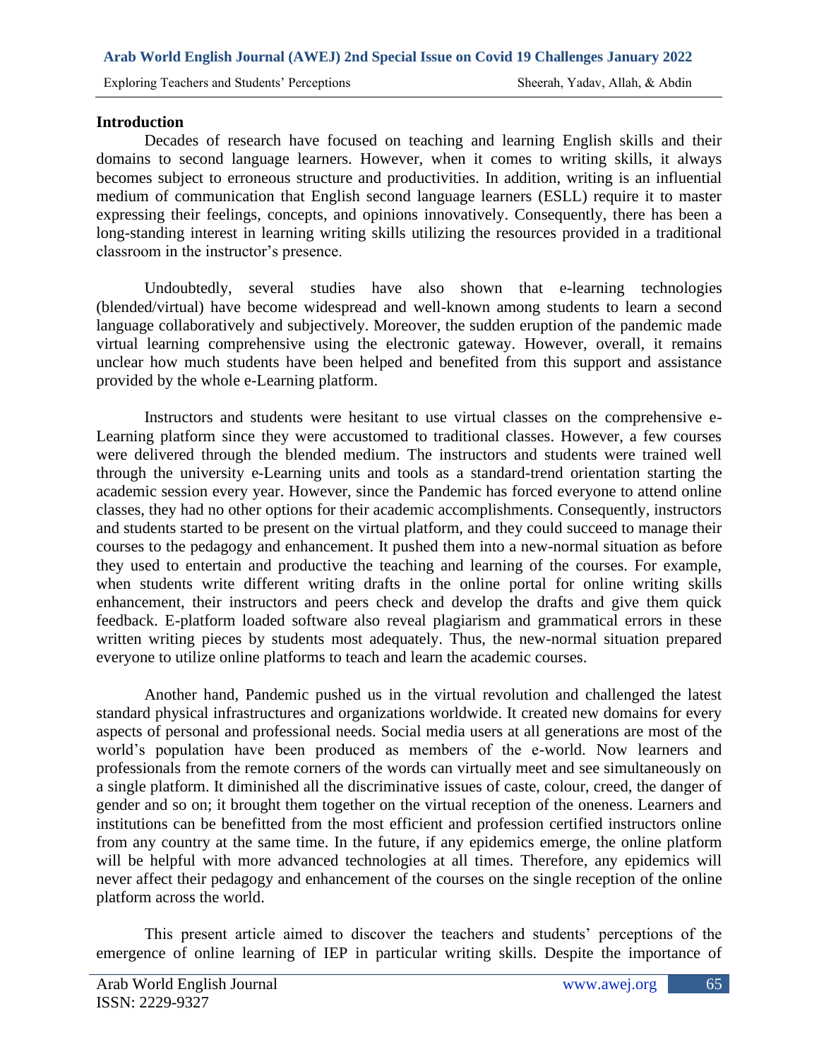## Introduction

Decades of research have focused on teaching and learning English skills and their domains to second language learners. However, when it comes to writing skills, it always becomes subject to erroneous structure and productivities. In addition, writing is an influential medium of communication that English second language learners (ESLL) require it to master expressing their feelings, concepts, and opinions innovatively. Consequently, there has been a long-standing interest in learning writing skills utilizing the resources provided in a traditional classroom in the instructor's presence.

Undoubtedly, several studies have also shown that e-learning technologies (blended/virtual) have become widespread and well-known among students to learn a second language collaboratively and subjectively. Moreover, the sudden eruption of the pandemic made virtual learning comprehensive using the electronic gateway. However, overall, it remains unclear how much students have been helped and benefited from this support and assistance provided by the whole e-Learning platform.

Instructors and students were hesitant to use virtual classes on the comprehensive e-Learning platform since they were accustomed to traditional classes. However, a few courses were delivered through the blended medium. The instructors and students were trained well through the university e-Learning units and tools as a standard-trend orientation starting the academic session every year. However, since the Pandemic has forced everyone to attend online classes, they had no other options for their academic accomplishments. Consequently, instructors and students started to be present on the virtual platform, and they could succeed to manage their courses to the pedagogy and enhancement. It pushed them into a new-normal situation as before they used to entertain and productive the teaching and learning of the courses. For example, when students write different writing drafts in the online portal for online writing skills enhancement, their instructors and peers check and develop the drafts and give them quick feedback. E-platform loaded software also reveal plagiarism and grammatical errors in these written writing pieces by students most adequately. Thus, the new-normal situation prepared everyone to utilize online platforms to teach and learn the academic courses.

Another hand, Pandemic pushed us in the virtual revolution and challenged the latest standard physical infrastructures and organizations worldwide. It created new domains for every aspects of personal and professional needs. Social media users at all generations are most of the world's population have been produced as members of the e-world. Now learners and professionals from the remote corners of the words can virtually meet and see simultaneously on a single platform. It diminished all the discriminative issues of caste, colour, creed, the danger of gender and so on; it brought them together on the virtual reception of the oneness. Learners and institutions can be benefitted from the most efficient and profession certified instructors online from any country at the same time. In the future, if any epidemics emerge, the online platform will be helpful with more advanced technologies at all times. Therefore, any epidemics will never affect their pedagogy and enhancement of the courses on the single reception of the online platform across the world.

This present article aimed to discover the teachers and students' perceptions of the emergence of online learning of IEP in particular writing skills. Despite the importance of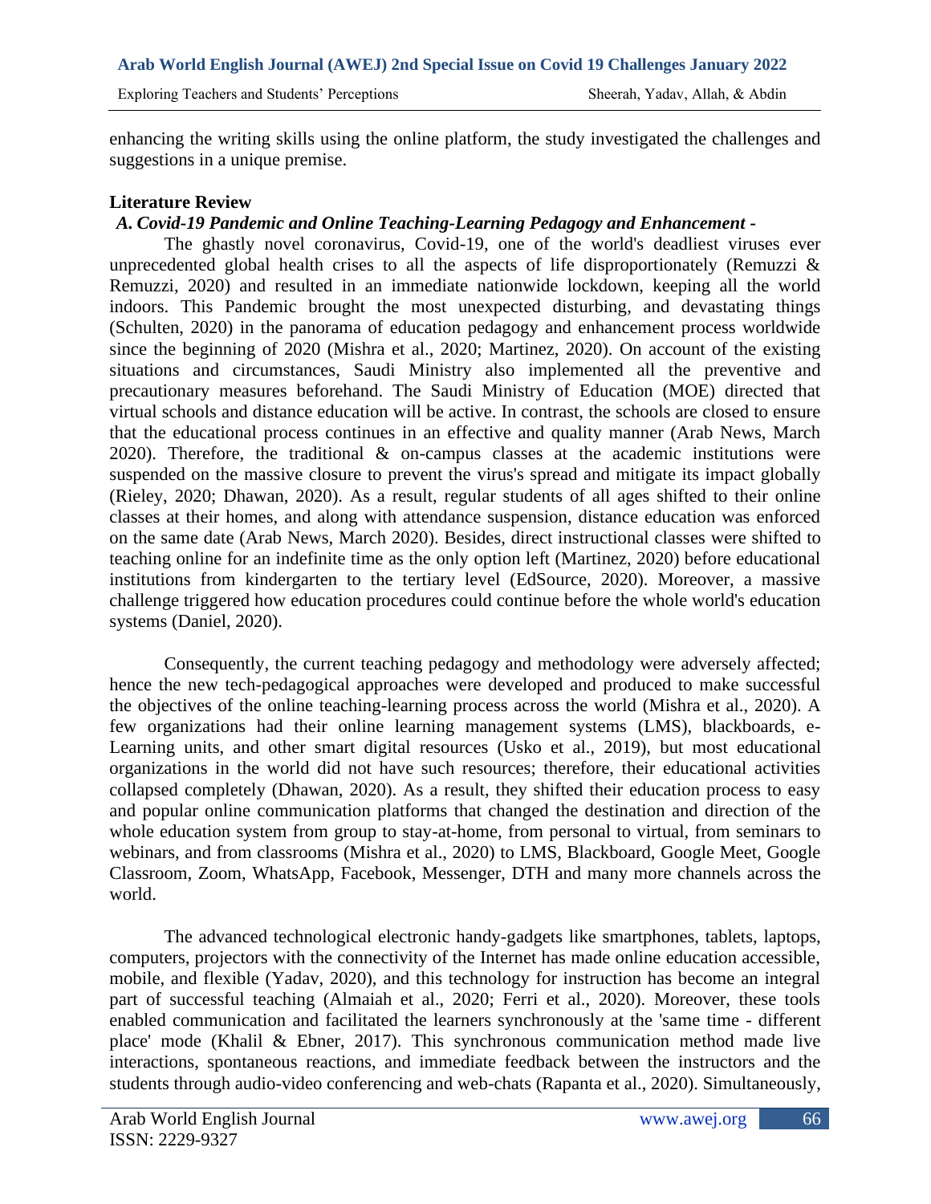enhancing the writing skills using the online platform, the study investigated the challenges and suggestions in a unique premise.

## Literature Review

### *A. Covid-19 Pandemic and Online Teaching-Learning Pedagogy and Enhancement -*

The ghastly novel coronavirus, Covid-19, one of the world's deadliest viruses ever unprecedented global health crises to all the aspects of life disproportionately (Remuzzi & Remuzzi, 2020) and resulted in an immediate nationwide lockdown, keeping all the world indoors. This Pandemic brought the most unexpected disturbing, and devastating things (Schulten, 2020) in the panorama of education pedagogy and enhancement process worldwide since the beginning of 2020 (Mishra et al., 2020; Martinez, 2020). On account of the existing situations and circumstances, Saudi Ministry also implemented all the preventive and precautionary measures beforehand. The Saudi Ministry of Education (MOE) directed that virtual schools and distance education will be active. In contrast, the schools are closed to ensure that the educational process continues in an effective and quality manner (Arab News, March 2020). Therefore, the traditional & on-campus classes at the academic institutions were suspended on the massive closure to prevent the virus's spread and mitigate its impact globally (Rieley, 2020; Dhawan, 2020). As a result, regular students of all ages shifted to their online classes at their homes, and along with attendance suspension, distance education was enforced on the same date (Arab News, March 2020). Besides, direct instructional classes were shifted to teaching online for an indefinite time as the only option left (Martinez, 2020) before educational institutions from kindergarten to the tertiary level (EdSource, 2020). Moreover, a massive challenge triggered how education procedures could continue before the whole world's education systems (Daniel, 2020).

Consequently, the current teaching pedagogy and methodology were adversely affected; hence the new tech-pedagogical approaches were developed and produced to make successful the objectives of the online teaching-learning process across the world (Mishra et al., 2020). A few organizations had their online learning management systems (LMS), blackboards, e-Learning units, and other smart digital resources (Usko et al., 2019), but most educational organizations in the world did not have such resources; therefore, their educational activities collapsed completely (Dhawan, 2020). As a result, they shifted their education process to easy and popular online communication platforms that changed the destination and direction of the whole education system from group to stay-at-home, from personal to virtual, from seminars to webinars, and from classrooms (Mishra et al., 2020) to LMS, Blackboard, Google Meet, Google Classroom, Zoom, WhatsApp, Facebook, Messenger, DTH and many more channels across the world.

The advanced technological electronic handy-gadgets like smartphones, tablets, laptops, computers, projectors with the connectivity of the Internet has made online education accessible, mobile, and flexible (Yadav, 2020), and this technology for instruction has become an integral part of successful teaching (Almaiah et al., 2020; Ferri et al., 2020). Moreover, these tools enabled communication and facilitated the learners synchronously at the 'same time - different place' mode (Khalil & Ebner, 2017). This synchronous communication method made live interactions, spontaneous reactions, and immediate feedback between the instructors and the students through audio-video conferencing and web-chats (Rapanta et al., 2020). Simultaneously,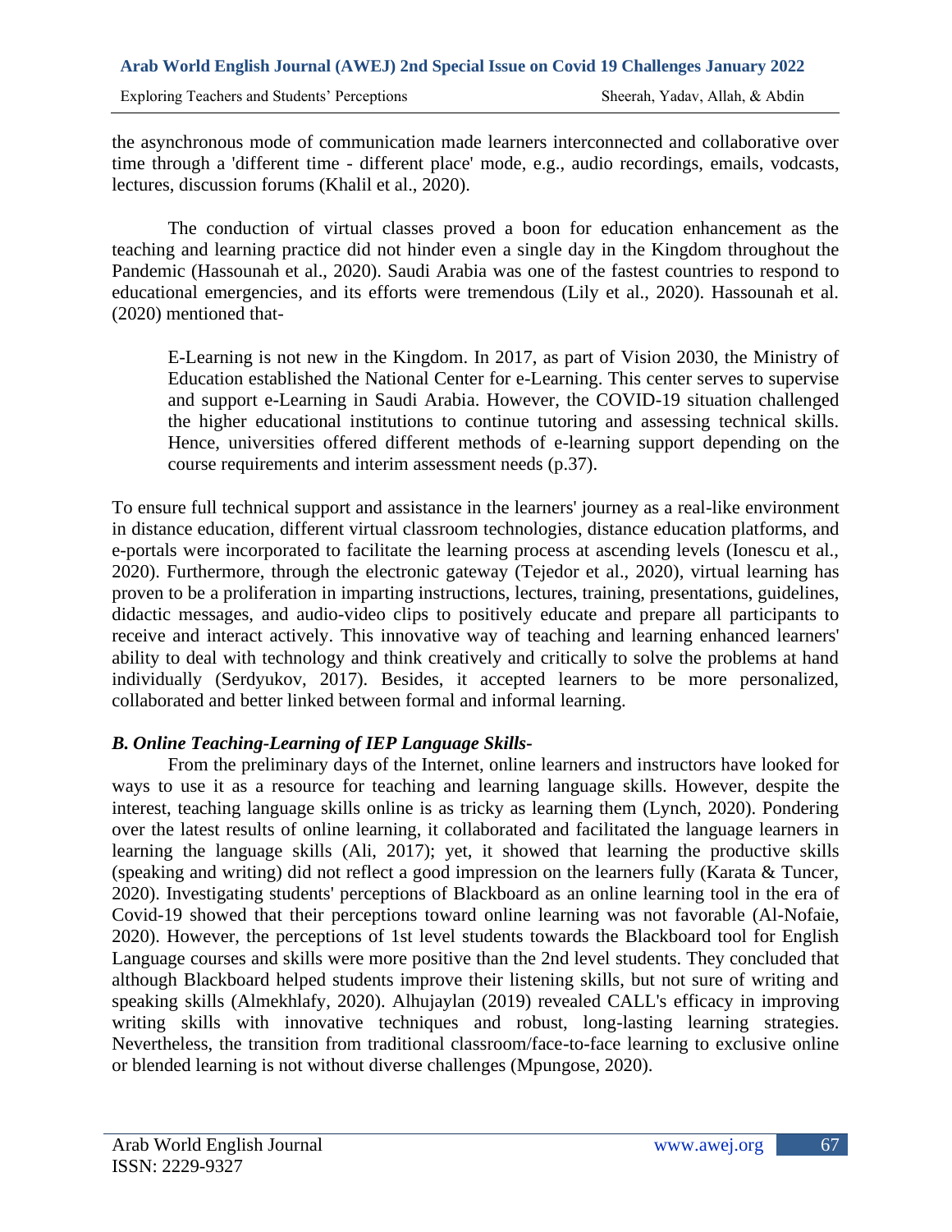the asynchronous mode of communication made learners interconnected and collaborative over time through a 'different time - different place' mode, e.g., audio recordings, emails, vodcasts, lectures, discussion forums (Khalil et al., 2020).

The conduction of virtual classes proved a boon for education enhancement as the teaching and learning practice did not hinder even a single day in the Kingdom throughout the Pandemic (Hassounah et al., 2020). Saudi Arabia was one of the fastest countries to respond to educational emergencies, and its efforts were tremendous (Lily et al., 2020). Hassounah et al. (2020) mentioned that-

> E-Learning is not new in the Kingdom. In 2017, as part of Vision 2030, the Ministry of Education established the National Center for e-Learning. This center serves to supervise and support e-Learning in Saudi Arabia. However, the COVID-19 situation challenged the higher educational institutions to continue tutoring and assessing technical skills. Hence, universities offered different methods of e-learning support depending on the course requirements and interim assessment needs (p.37).

To ensure full technical support and assistance in the learners' journey as a real-like environment in distance education, different virtual classroom technologies, distance education platforms, and e-portals were incorporated to facilitate the learning process at ascending levels (Ionescu et al., 2020). Furthermore, through the electronic gateway (Tejedor et al., 2020), virtual learning has proven to be a proliferation in imparting instructions, lectures, training, presentations, guidelines, didactic messages, and audio-video clips to positively educate and prepare all participants to receive and interact actively. This innovative way of teaching and learning enhanced learners' ability to deal with technology and think creatively and critically to solve the problems at hand individually (Serdyukov, 2017). Besides, it accepted learners to be more personalized, collaborated and better linked between formal and informal learning.

### *B. Online Teaching-Learning of IEP Language Skills-*

From the preliminary days of the Internet, online learners and instructors have looked for ways to use it as a resource for teaching and learning language skills. However, despite the interest, teaching language skills online is as tricky as learning them (Lynch, 2020). Pondering over the latest results of online learning, it collaborated and facilitated the language learners in learning the language skills (Ali, 2017); yet, it showed that learning the productive skills (speaking and writing) did not reflect a good impression on the learners fully (Karata & Tuncer, 2020). Investigating students' perceptions of Blackboard as an online learning tool in the era of Covid-19 showed that their perceptions toward online learning was not favorable (Al-Nofaie, 2020). However, the perceptions of 1st level students towards the Blackboard tool for English Language courses and skills were more positive than the 2nd level students. They concluded that although Blackboard helped students improve their listening skills, but not sure of writing and speaking skills (Almekhlafy, 2020). Alhujaylan (2019) revealed CALL's efficacy in improving writing skills with innovative techniques and robust, long-lasting learning strategies. Nevertheless, the transition from traditional classroom/face-to-face learning to exclusive online or blended learning is not without diverse challenges (Mpungose, 2020).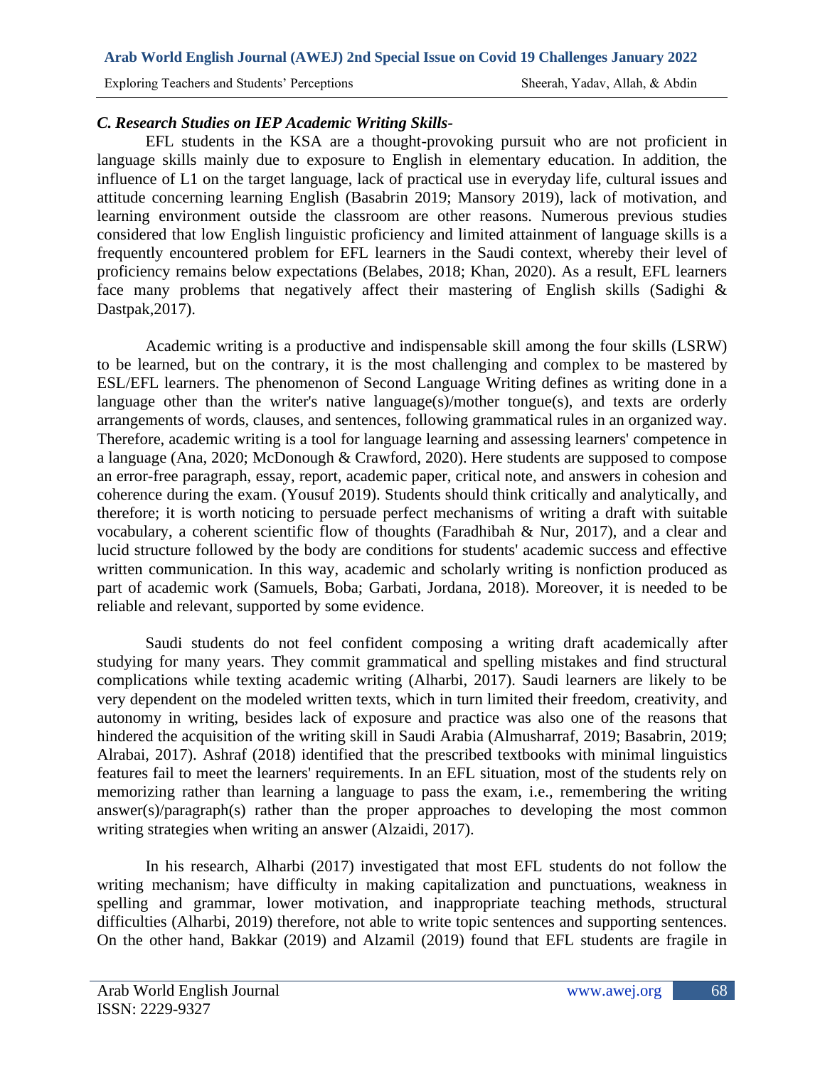### *C. Research Studies on IEP Academic Writing Skills-*

EFL students in the KSA are a thought-provoking pursuit who are not proficient in language skills mainly due to exposure to English in elementary education. In addition, the influence of L1 on the target language, lack of practical use in everyday life, cultural issues and attitude concerning learning English (Basabrin 2019; Mansory 2019), lack of motivation, and learning environment outside the classroom are other reasons. Numerous previous studies considered that low English linguistic proficiency and limited attainment of language skills is a frequently encountered problem for EFL learners in the Saudi context, whereby their level of proficiency remains below expectations (Belabes, 2018; Khan, 2020). As a result, EFL learners face many problems that negatively affect their mastering of English skills (Sadighi & Dastpak,2017).

Academic writing is a productive and indispensable skill among the four skills (LSRW) to be learned, but on the contrary, it is the most challenging and complex to be mastered by ESL/EFL learners. The phenomenon of Second Language Writing defines as writing done in a language other than the writer's native language(s)/mother tongue(s), and texts are orderly arrangements of words, clauses, and sentences, following grammatical rules in an organized way. Therefore, academic writing is a tool for language learning and assessing learners' competence in a language (Ana, 2020; McDonough & Crawford, 2020). Here students are supposed to compose an error-free paragraph, essay, report, academic paper, critical note, and answers in cohesion and coherence during the exam. (Yousuf 2019). Students should think critically and analytically, and therefore; it is worth noticing to persuade perfect mechanisms of writing a draft with suitable vocabulary, a coherent scientific flow of thoughts (Faradhibah & Nur, 2017), and a clear and lucid structure followed by the body are conditions for students' academic success and effective written communication. In this way, academic and scholarly writing is nonfiction produced as part of academic work (Samuels, Boba; Garbati, Jordana, 2018). Moreover, it is needed to be reliable and relevant, supported by some evidence.

Saudi students do not feel confident composing a writing draft academically after studying for many years. They commit grammatical and spelling mistakes and find structural complications while texting academic writing (Alharbi, 2017). Saudi learners are likely to be very dependent on the modeled written texts, which in turn limited their freedom, creativity, and autonomy in writing, besides lack of exposure and practice was also one of the reasons that hindered the acquisition of the writing skill in Saudi Arabia (Almusharraf, 2019; Basabrin, 2019; Alrabai, 2017). Ashraf (2018) identified that the prescribed textbooks with minimal linguistics features fail to meet the learners' requirements. In an EFL situation, most of the students rely on memorizing rather than learning a language to pass the exam, i.e., remembering the writing answer(s)/paragraph(s) rather than the proper approaches to developing the most common writing strategies when writing an answer (Alzaidi, 2017).

In his research, Alharbi (2017) investigated that most EFL students do not follow the writing mechanism; have difficulty in making capitalization and punctuations, weakness in spelling and grammar, lower motivation, and inappropriate teaching methods, structural difficulties (Alharbi, 2019) therefore, not able to write topic sentences and supporting sentences. On the other hand, Bakkar (2019) and Alzamil (2019) found that EFL students are fragile in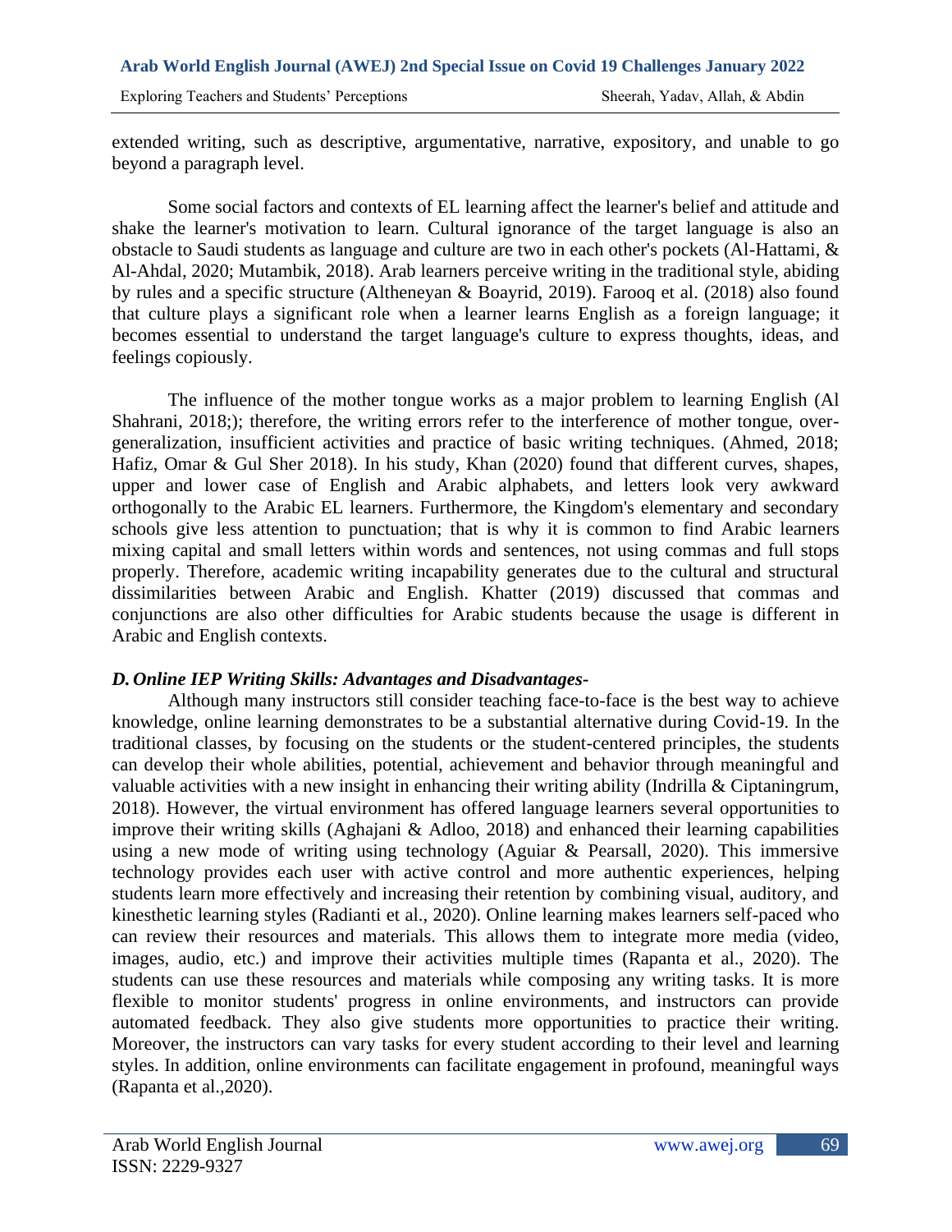extended writing, such as descriptive, argumentative, narrative, expository, and unable to go beyond a paragraph level.

Some social factors and contexts of EL learning affect the learner's belief and attitude and shake the learner's motivation to learn. Cultural ignorance of the target language is also an obstacle to Saudi students as language and culture are two in each other's pockets (Al-Hattami, & Al-Ahdal, 2020; Mutambik, 2018). Arab learners perceive writing in the traditional style, abiding by rules and a specific structure (Altheneyan & Boayrid, 2019). Farooq et al. (2018) also found that culture plays a significant role when a learner learns English as a foreign language; it becomes essential to understand the target language's culture to express thoughts, ideas, and feelings copiously.

The influence of the mother tongue works as a major problem to learning English (Al Shahrani, 2018;); therefore, the writing errors refer to the interference of mother tongue, over-generalization, insufficient activities and practice of basic writing techniques. (Ahmed, 2018; Hafiz, Omar & Gul Sher 2018). In his study, Khan (2020) found that different curves, shapes, upper and lower case of English and Arabic alphabets, and letters look very awkward orthogonally to the Arabic EL learners. Furthermore, the Kingdom's elementary and secondary schools give less attention to punctuation; that is why it is common to find Arabic learners mixing capital and small letters within words and sentences, not using commas and full stops properly. Therefore, academic writing incapability generates due to the cultural and structural dissimilarities between Arabic and English. Khatter (2019) discussed that commas and conjunctions are also other difficulties for Arabic students because the usage is different in Arabic and English contexts.

### *D. Online IEP Writing Skills: Advantages and Disadvantages-*

Although many instructors still consider teaching face-to-face is the best way to achieve knowledge, online learning demonstrates to be a substantial alternative during Covid-19. In the traditional classes, by focusing on the students or the student-centered principles, the students can develop their whole abilities, potential, achievement and behavior through meaningful and valuable activities with a new insight in enhancing their writing ability (Indrilla & Ciptaningrum, 2018). However, the virtual environment has offered language learners several opportunities to improve their writing skills (Aghajani & Adloo, 2018) and enhanced their learning capabilities using a new mode of writing using technology (Aguiar & Pearsall, 2020). This immersive technology provides each user with active control and more authentic experiences, helping students learn more effectively and increasing their retention by combining visual, auditory, and kinesthetic learning styles (Radianti et al., 2020). Online learning makes learners self-paced who can review their resources and materials. This allows them to integrate more media (video, images, audio, etc.) and improve their activities multiple times (Rapanta et al., 2020). The students can use these resources and materials while composing any writing tasks. It is more flexible to monitor students' progress in online environments, and instructors can provide automated feedback. They also give students more opportunities to practice their writing. Moreover, the instructors can vary tasks for every student according to their level and learning styles. In addition, online environments can facilitate engagement in profound, meaningful ways (Rapanta et al.,2020).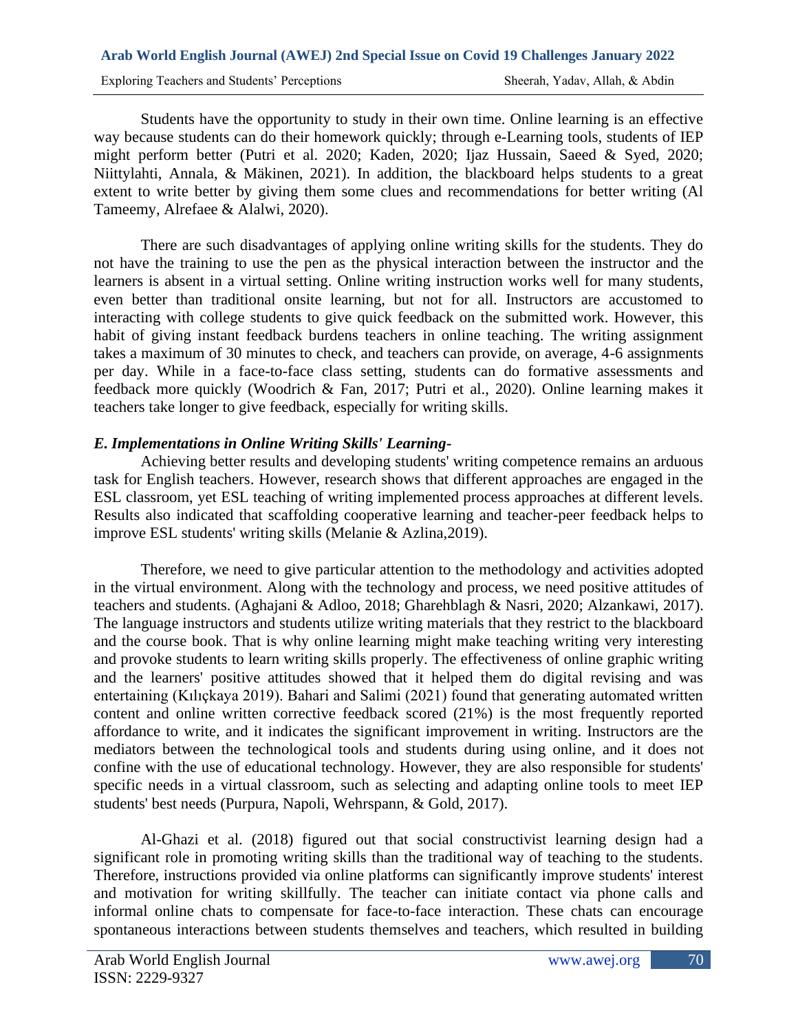Students have the opportunity to study in their own time. Online learning is an effective way because students can do their homework quickly; through e-Learning tools, students of IEP might perform better (Putri et al. 2020; Kaden, 2020; Ijaz Hussain, Saeed & Syed, 2020; Niittylahti, Annala, & Mäkinen, 2021). In addition, the blackboard helps students to a great extent to write better by giving them some clues and recommendations for better writing (Al Tameemy, Alrefaee & Alalwi, 2020).

There are such disadvantages of applying online writing skills for the students. They do not have the training to use the pen as the physical interaction between the instructor and the learners is absent in a virtual setting. Online writing instruction works well for many students, even better than traditional onsite learning, but not for all. Instructors are accustomed to interacting with college students to give quick feedback on the submitted work. However, this habit of giving instant feedback burdens teachers in online teaching. The writing assignment takes a maximum of 30 minutes to check, and teachers can provide, on average, 4-6 assignments per day. While in a face-to-face class setting, students can do formative assessments and feedback more quickly (Woodrich & Fan, 2017; Putri et al., 2020). Online learning makes it teachers take longer to give feedback, especially for writing skills.

### *E. Implementations in Online Writing Skills' Learning-*

Achieving better results and developing students' writing competence remains an arduous task for English teachers. However, research shows that different approaches are engaged in the ESL classroom, yet ESL teaching of writing implemented process approaches at different levels. Results also indicated that scaffolding cooperative learning and teacher-peer feedback helps to improve ESL students' writing skills (Melanie & Azlina,2019).

Therefore, we need to give particular attention to the methodology and activities adopted in the virtual environment. Along with the technology and process, we need positive attitudes of teachers and students. (Aghajani & Adloo, 2018; Gharehblagh & Nasri, 2020; Alzankawi, 2017). The language instructors and students utilize writing materials that they restrict to the blackboard and the course book. That is why online learning might make teaching writing very interesting and provoke students to learn writing skills properly. The effectiveness of online graphic writing and the learners' positive attitudes showed that it helped them do digital revising and was entertaining (Kılıçkaya 2019). Bahari and Salimi (2021) found that generating automated written content and online written corrective feedback scored (21%) is the most frequently reported affordance to write, and it indicates the significant improvement in writing. Instructors are the mediators between the technological tools and students during using online, and it does not confine with the use of educational technology. However, they are also responsible for students' specific needs in a virtual classroom, such as selecting and adapting online tools to meet IEP students' best needs (Purpura, Napoli, Wehrspann, & Gold, 2017).

Al-Ghazi et al. (2018) figured out that social constructivist learning design had a significant role in promoting writing skills than the traditional way of teaching to the students. Therefore, instructions provided via online platforms can significantly improve students' interest and motivation for writing skillfully. The teacher can initiate contact via phone calls and informal online chats to compensate for face-to-face interaction. These chats can encourage spontaneous interactions between students themselves and teachers, which resulted in building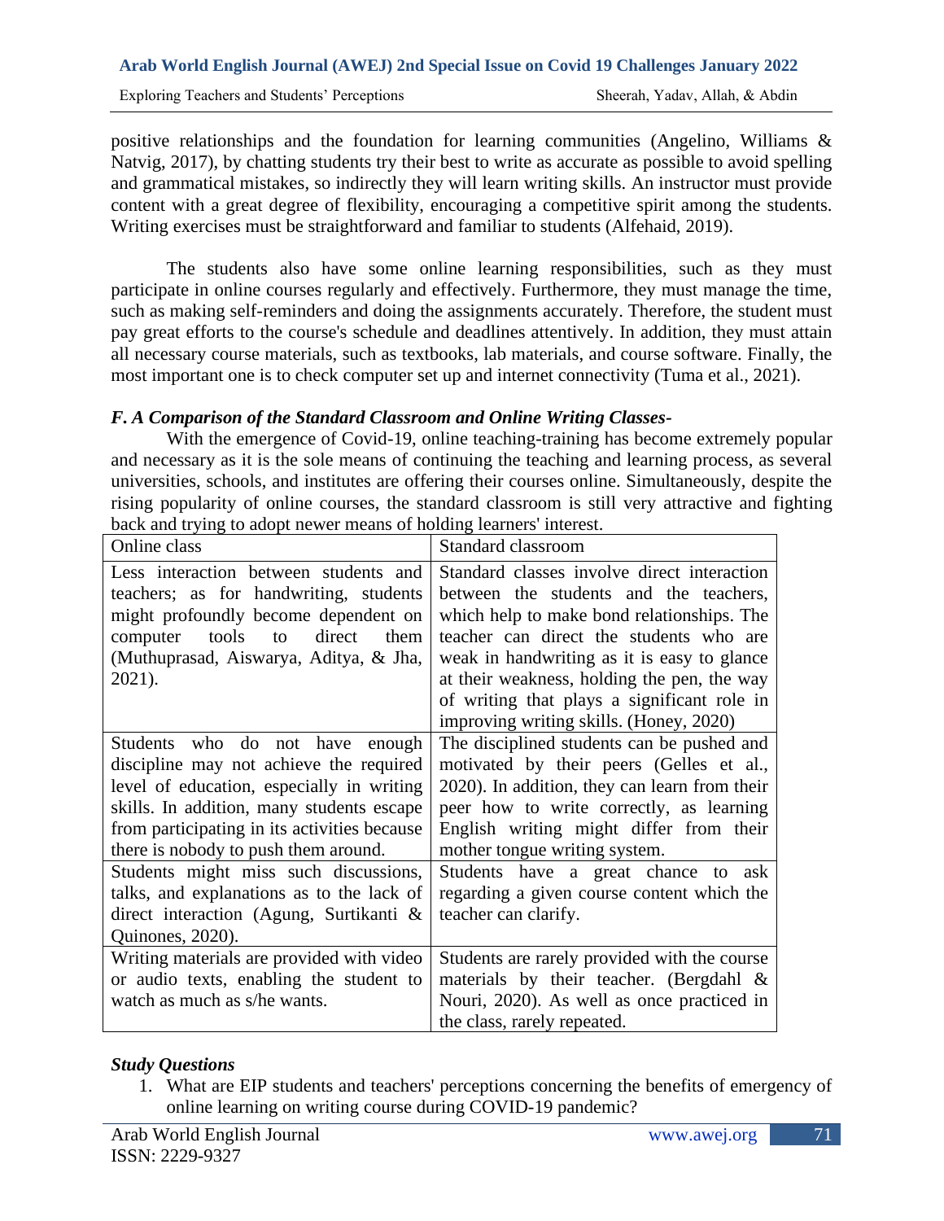positive relationships and the foundation for learning communities (Angelino, Williams & Natvig, 2017), by chatting students try their best to write as accurate as possible to avoid spelling and grammatical mistakes, so indirectly they will learn writing skills. An instructor must provide content with a great degree of flexibility, encouraging a competitive spirit among the students. Writing exercises must be straightforward and familiar to students (Alfehaid, 2019).

The students also have some online learning responsibilities, such as they must participate in online courses regularly and effectively. Furthermore, they must manage the time, such as making self-reminders and doing the assignments accurately. Therefore, the student must pay great efforts to the course's schedule and deadlines attentively. In addition, they must attain all necessary course materials, such as textbooks, lab materials, and course software. Finally, the most important one is to check computer set up and internet connectivity (Tuma et al., 2021).

### *F. A Comparison of the Standard Classroom and Online Writing Classes-*

With the emergence of Covid-19, online teaching-training has become extremely popular and necessary as it is the sole means of continuing the teaching and learning process, as several universities, schools, and institutes are offering their courses online. Simultaneously, despite the rising popularity of online courses, the standard classroom is still very attractive and fighting back and trying to adopt newer means of holding learners' interest.

| Online class | Standard classroom |
|---|---|
| Less interaction between students and teachers; as for handwriting, students might profoundly become dependent on computer tools to direct them (Muthuprasad, Aiswarya, Aditya, & Jha, 2021). | Standard classes involve direct interaction between the students and the teachers, which help to make bond relationships. The teacher can direct the students who are weak in handwriting as it is easy to glance at their weakness, holding the pen, the way of writing that plays a significant role in improving writing skills. (Honey, 2020) |
| Students who do not have enough discipline may not achieve the required level of education, especially in writing skills. In addition, many students escape from participating in its activities because there is nobody to push them around. | The disciplined students can be pushed and motivated by their peers (Gelles et al., 2020). In addition, they can learn from their peer how to write correctly, as learning English writing might differ from their mother tongue writing system. |
| Students might miss such discussions, talks, and explanations as to the lack of direct interaction (Agung, Surtikanti & Quinones, 2020). | Students have a great chance to ask regarding a given course content which the teacher can clarify. |
| Writing materials are provided with video or audio texts, enabling the student to watch as much as s/he wants. | Students are rarely provided with the course materials by their teacher. (Bergdahl & Nouri, 2020). As well as once practiced in the class, rarely repeated. |

### *Study Questions*

1. What are EIP students and teachers' perceptions concerning the benefits of emergency of online learning on writing course during COVID-19 pandemic?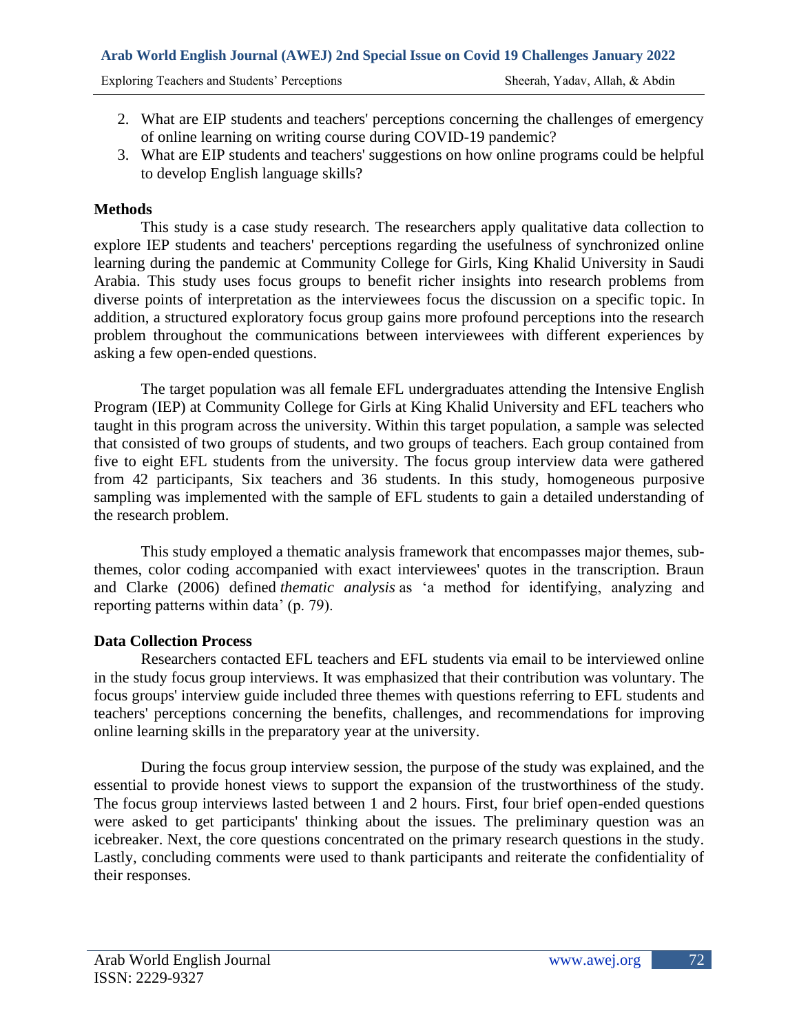2. What are EIP students and teachers' perceptions concerning the challenges of emergency of online learning on writing course during COVID-19 pandemic?
3. What are EIP students and teachers' suggestions on how online programs could be helpful to develop English language skills?

**Methods**

This study is a case study research. The researchers apply qualitative data collection to explore IEP students and teachers' perceptions regarding the usefulness of synchronized online learning during the pandemic at Community College for Girls, King Khalid University in Saudi Arabia. This study uses focus groups to benefit richer insights into research problems from diverse points of interpretation as the interviewees focus the discussion on a specific topic. In addition, a structured exploratory focus group gains more profound perceptions into the research problem throughout the communications between interviewees with different experiences by asking a few open-ended questions.

The target population was all female EFL undergraduates attending the Intensive English Program (IEP) at Community College for Girls at King Khalid University and EFL teachers who taught in this program across the university. Within this target population, a sample was selected that consisted of two groups of students, and two groups of teachers. Each group contained from five to eight EFL students from the university. The focus group interview data were gathered from 42 participants, Six teachers and 36 students. In this study, homogeneous purposive sampling was implemented with the sample of EFL students to gain a detailed understanding of the research problem.

This study employed a thematic analysis framework that encompasses major themes, sub-themes, color coding accompanied with exact interviewees' quotes in the transcription. Braun and Clarke (2006) defined *thematic analysis* as 'a method for identifying, analyzing and reporting patterns within data' (p. 79).

**Data Collection Process**

Researchers contacted EFL teachers and EFL students via email to be interviewed online in the study focus group interviews. It was emphasized that their contribution was voluntary. The focus groups' interview guide included three themes with questions referring to EFL students and teachers' perceptions concerning the benefits, challenges, and recommendations for improving online learning skills in the preparatory year at the university.

During the focus group interview session, the purpose of the study was explained, and the essential to provide honest views to support the expansion of the trustworthiness of the study. The focus group interviews lasted between 1 and 2 hours. First, four brief open-ended questions were asked to get participants' thinking about the issues. The preliminary question was an icebreaker. Next, the core questions concentrated on the primary research questions in the study. Lastly, concluding comments were used to thank participants and reiterate the confidentiality of their responses.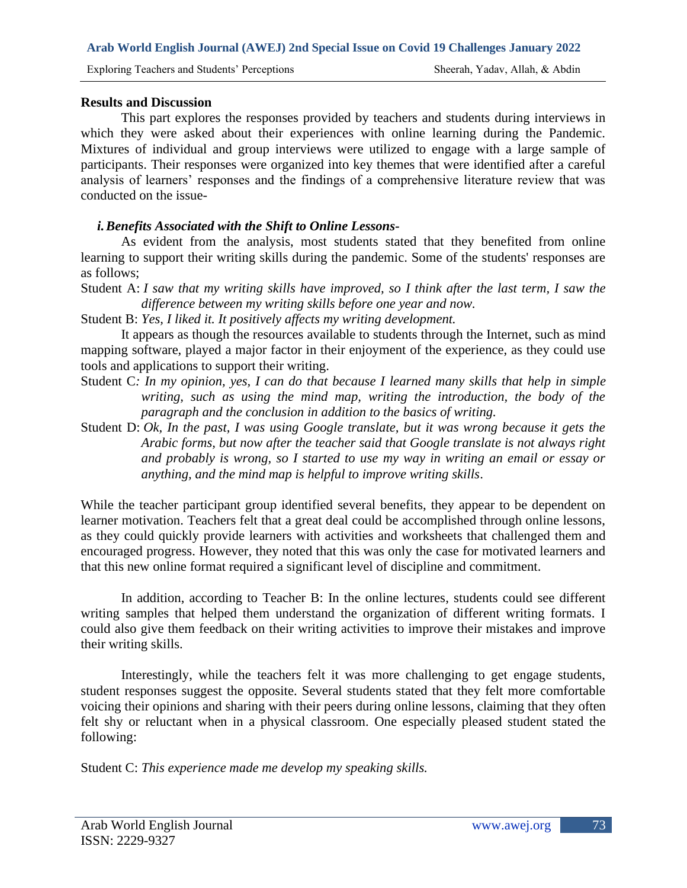## Results and Discussion

This part explores the responses provided by teachers and students during interviews in which they were asked about their experiences with online learning during the Pandemic. Mixtures of individual and group interviews were utilized to engage with a large sample of participants. Their responses were organized into key themes that were identified after a careful analysis of learners' responses and the findings of a comprehensive literature review that was conducted on the issue-

### *i. Benefits Associated with the Shift to Online Lessons-*

As evident from the analysis, most students stated that they benefited from online learning to support their writing skills during the pandemic. Some of the students' responses are as follows;

Student A: *I saw that my writing skills have improved, so I think after the last term, I saw the difference between my writing skills before one year and now.*

Student B: *Yes, I liked it. It positively affects my writing development.*

It appears as though the resources available to students through the Internet, such as mind mapping software, played a major factor in their enjoyment of the experience, as they could use tools and applications to support their writing.

Student C: *In my opinion, yes, I can do that because I learned many skills that help in simple writing, such as using the mind map, writing the introduction, the body of the paragraph and the conclusion in addition to the basics of writing.*

Student D: *Ok, In the past, I was using Google translate, but it was wrong because it gets the Arabic forms, but now after the teacher said that Google translate is not always right and probably is wrong, so I started to use my way in writing an email or essay or anything, and the mind map is helpful to improve writing skills*.

While the teacher participant group identified several benefits, they appear to be dependent on learner motivation. Teachers felt that a great deal could be accomplished through online lessons, as they could quickly provide learners with activities and worksheets that challenged them and encouraged progress. However, they noted that this was only the case for motivated learners and that this new online format required a significant level of discipline and commitment.

In addition, according to Teacher B: In the online lectures, students could see different writing samples that helped them understand the organization of different writing formats. I could also give them feedback on their writing activities to improve their mistakes and improve their writing skills.

Interestingly, while the teachers felt it was more challenging to get engage students, student responses suggest the opposite. Several students stated that they felt more comfortable voicing their opinions and sharing with their peers during online lessons, claiming that they often felt shy or reluctant when in a physical classroom. One especially pleased student stated the following:

Student C: *This experience made me develop my speaking skills.*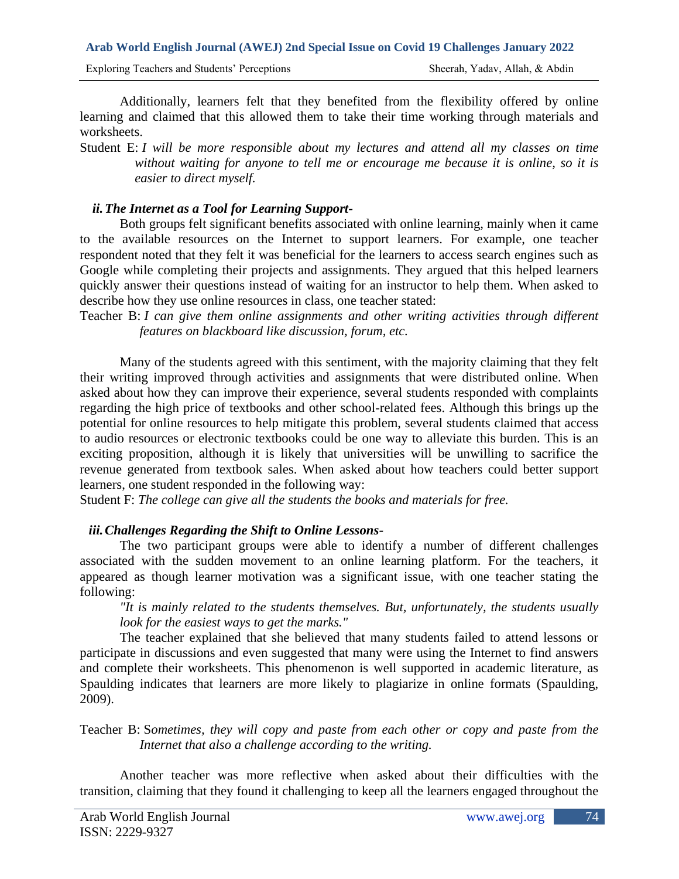Additionally, learners felt that they benefited from the flexibility offered by online learning and claimed that this allowed them to take their time working through materials and worksheets.

Student E: *I will be more responsible about my lectures and attend all my classes on time without waiting for anyone to tell me or encourage me because it is online, so it is easier to direct myself.*

### *ii. The Internet as a Tool for Learning Support-*

Both groups felt significant benefits associated with online learning, mainly when it came to the available resources on the Internet to support learners. For example, one teacher respondent noted that they felt it was beneficial for the learners to access search engines such as Google while completing their projects and assignments. They argued that this helped learners quickly answer their questions instead of waiting for an instructor to help them. When asked to describe how they use online resources in class, one teacher stated:

Teacher B: *I can give them online assignments and other writing activities through different features on blackboard like discussion, forum, etc.*

Many of the students agreed with this sentiment, with the majority claiming that they felt their writing improved through activities and assignments that were distributed online. When asked about how they can improve their experience, several students responded with complaints regarding the high price of textbooks and other school-related fees. Although this brings up the potential for online resources to help mitigate this problem, several students claimed that access to audio resources or electronic textbooks could be one way to alleviate this burden. This is an exciting proposition, although it is likely that universities will be unwilling to sacrifice the revenue generated from textbook sales. When asked about how teachers could better support learners, one student responded in the following way:

Student F: *The college can give all the students the books and materials for free.*

### *iii. Challenges Regarding the Shift to Online Lessons-*

The two participant groups were able to identify a number of different challenges associated with the sudden movement to an online learning platform. For the teachers, it appeared as though learner motivation was a significant issue, with one teacher stating the following:

*"It is mainly related to the students themselves. But, unfortunately, the students usually look for the easiest ways to get the marks."*

The teacher explained that she believed that many students failed to attend lessons or participate in discussions and even suggested that many were using the Internet to find answers and complete their worksheets. This phenomenon is well supported in academic literature, as Spaulding indicates that learners are more likely to plagiarize in online formats (Spaulding, 2009).

Teacher B: S*ometimes, they will copy and paste from each other or copy and paste from the Internet that also a challenge according to the writing.*

Another teacher was more reflective when asked about their difficulties with the transition, claiming that they found it challenging to keep all the learners engaged throughout the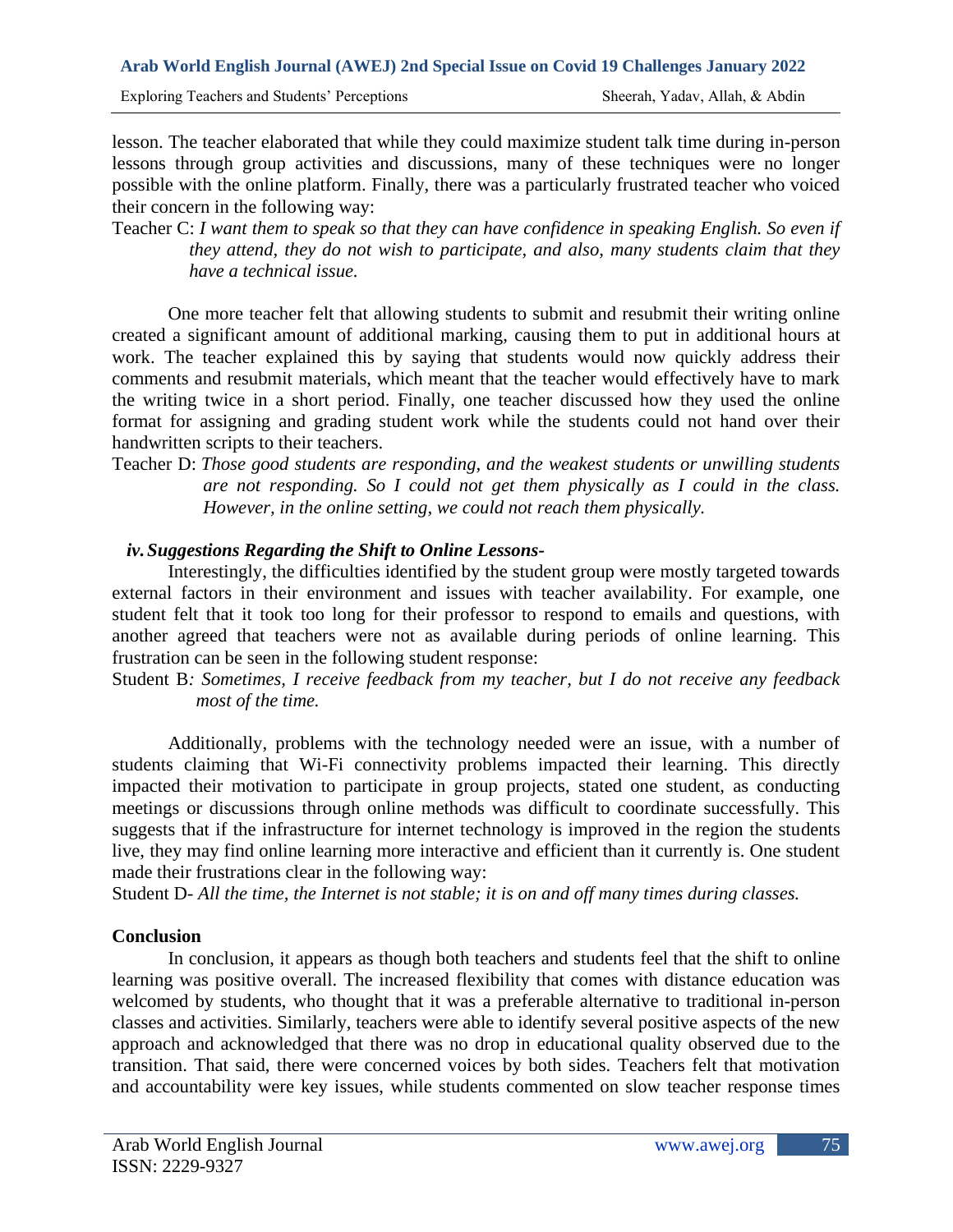lesson. The teacher elaborated that while they could maximize student talk time during in-person lessons through group activities and discussions, many of these techniques were no longer possible with the online platform. Finally, there was a particularly frustrated teacher who voiced their concern in the following way:

Teacher C: *I want them to speak so that they can have confidence in speaking English. So even if they attend, they do not wish to participate, and also, many students claim that they have a technical issue.*

One more teacher felt that allowing students to submit and resubmit their writing online created a significant amount of additional marking, causing them to put in additional hours at work. The teacher explained this by saying that students would now quickly address their comments and resubmit materials, which meant that the teacher would effectively have to mark the writing twice in a short period. Finally, one teacher discussed how they used the online format for assigning and grading student work while the students could not hand over their handwritten scripts to their teachers.

Teacher D: *Those good students are responding, and the weakest students or unwilling students are not responding. So I could not get them physically as I could in the class. However, in the online setting, we could not reach them physically.*

***iv. Suggestions Regarding the Shift to Online Lessons-***

Interestingly, the difficulties identified by the student group were mostly targeted towards external factors in their environment and issues with teacher availability. For example, one student felt that it took too long for their professor to respond to emails and questions, with another agreed that teachers were not as available during periods of online learning. This frustration can be seen in the following student response:

Student B*: Sometimes, I receive feedback from my teacher, but I do not receive any feedback most of the time.*

Additionally, problems with the technology needed were an issue, with a number of students claiming that Wi-Fi connectivity problems impacted their learning. This directly impacted their motivation to participate in group projects, stated one student, as conducting meetings or discussions through online methods was difficult to coordinate successfully. This suggests that if the infrastructure for internet technology is improved in the region the students live, they may find online learning more interactive and efficient than it currently is. One student made their frustrations clear in the following way:

Student D- *All the time, the Internet is not stable; it is on and off many times during classes.*

## Conclusion

In conclusion, it appears as though both teachers and students feel that the shift to online learning was positive overall. The increased flexibility that comes with distance education was welcomed by students, who thought that it was a preferable alternative to traditional in-person classes and activities. Similarly, teachers were able to identify several positive aspects of the new approach and acknowledged that there was no drop in educational quality observed due to the transition. That said, there were concerned voices by both sides. Teachers felt that motivation and accountability were key issues, while students commented on slow teacher response times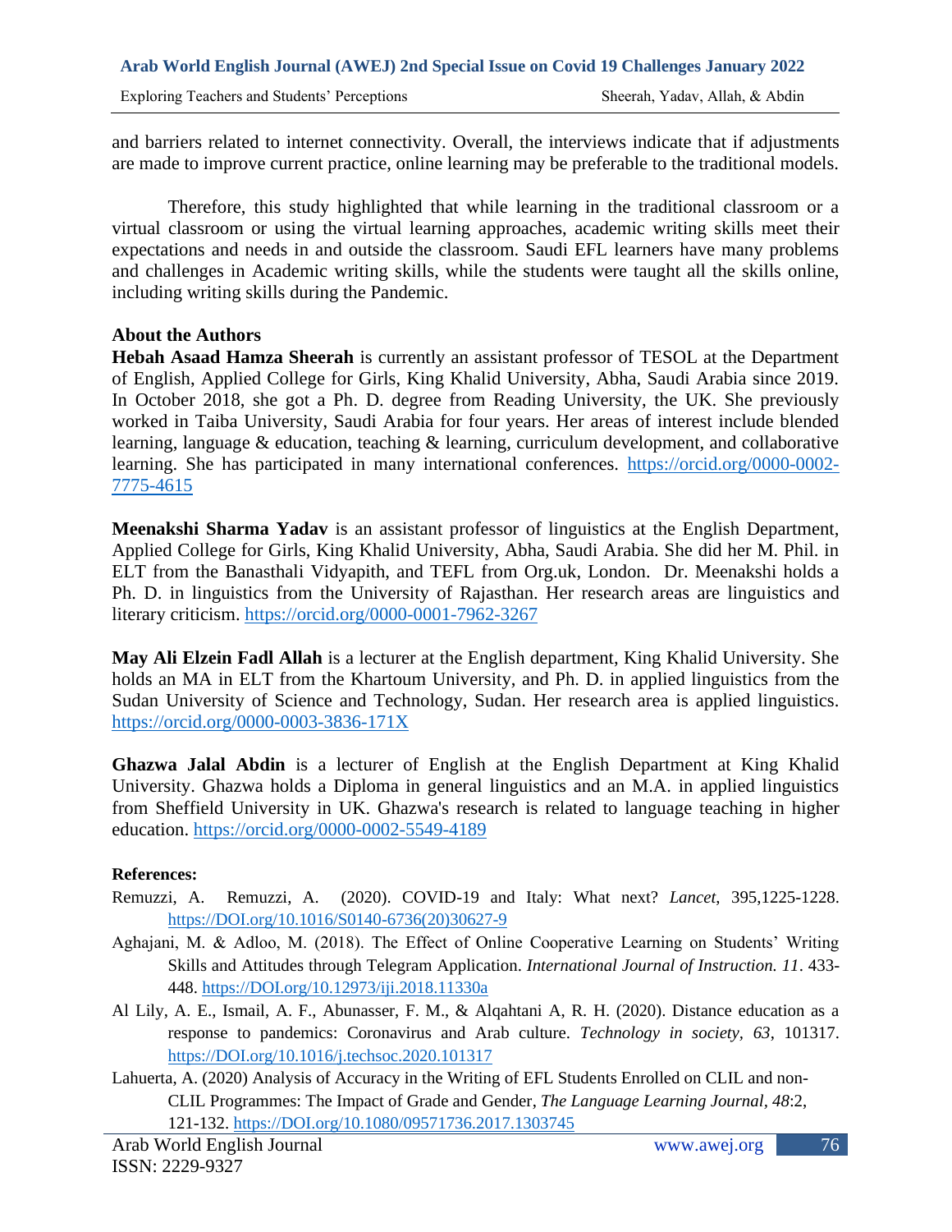and barriers related to internet connectivity. Overall, the interviews indicate that if adjustments are made to improve current practice, online learning may be preferable to the traditional models.

Therefore, this study highlighted that while learning in the traditional classroom or a virtual classroom or using the virtual learning approaches, academic writing skills meet their expectations and needs in and outside the classroom. Saudi EFL learners have many problems and challenges in Academic writing skills, while the students were taught all the skills online, including writing skills during the Pandemic.

## About the Authors

**Hebah Asaad Hamza Sheerah** is currently an assistant professor of TESOL at the Department of English, Applied College for Girls, King Khalid University, Abha, Saudi Arabia since 2019. In October 2018, she got a Ph. D. degree from Reading University, the UK. She previously worked in Taiba University, Saudi Arabia for four years. Her areas of interest include blended learning, language & education, teaching & learning, curriculum development, and collaborative learning. She has participated in many international conferences. https://orcid.org/0000-0002-7775-4615

**Meenakshi Sharma Yadav** is an assistant professor of linguistics at the English Department, Applied College for Girls, King Khalid University, Abha, Saudi Arabia. She did her M. Phil. in ELT from the Banasthali Vidyapith, and TEFL from Org.uk, London. Dr. Meenakshi holds a Ph. D. in linguistics from the University of Rajasthan. Her research areas are linguistics and literary criticism. https://orcid.org/0000-0001-7962-3267

**May Ali Elzein Fadl Allah** is a lecturer at the English department, King Khalid University. She holds an MA in ELT from the Khartoum University, and Ph. D. in applied linguistics from the Sudan University of Science and Technology, Sudan. Her research area is applied linguistics. https://orcid.org/0000-0003-3836-171X

**Ghazwa Jalal Abdin** is a lecturer of English at the English Department at King Khalid University. Ghazwa holds a Diploma in general linguistics and an M.A. in applied linguistics from Sheffield University in UK. Ghazwa's research is related to language teaching in higher education. https://orcid.org/0000-0002-5549-4189

## References:

Remuzzi, A. Remuzzi, A. (2020). COVID-19 and Italy: What next? *Lancet*, 395,1225-1228. https://DOI.org/10.1016/S0140-6736(20)30627-9

Aghajani, M. & Adloo, M. (2018). The Effect of Online Cooperative Learning on Students' Writing Skills and Attitudes through Telegram Application. *International Journal of Instruction. 11*. 433-448. https://DOI.org/10.12973/iji.2018.11330a

Al Lily, A. E., Ismail, A. F., Abunasser, F. M., & Alqahtani A, R. H. (2020). Distance education as a response to pandemics: Coronavirus and Arab culture. *Technology in society, 63*, 101317. https://DOI.org/10.1016/j.techsoc.2020.101317

Lahuerta, A. (2020) Analysis of Accuracy in the Writing of EFL Students Enrolled on CLIL and non-CLIL Programmes: The Impact of Grade and Gender, *The Language Learning Journal*, *48*:2, 121-132. https://DOI.org/10.1080/09571736.2017.1303745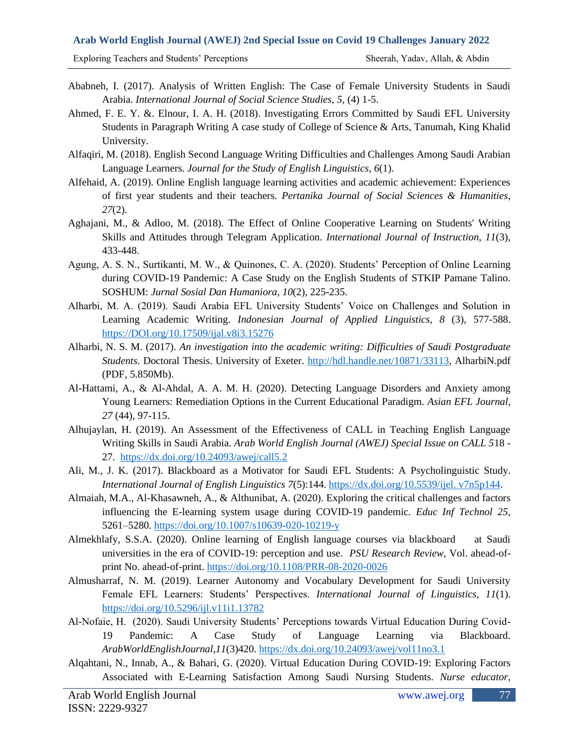Ababneh, I. (2017). Analysis of Written English: The Case of Female University Students in Saudi Arabia. *International Journal of Social Science Studies*, *5*, (4) 1-5.

Ahmed, F. E. Y. &. Elnour, I. A. H. (2018). Investigating Errors Committed by Saudi EFL University Students in Paragraph Writing A case study of College of Science & Arts, Tanumah, King Khalid University.

Alfaqiri, M. (2018). English Second Language Writing Difficulties and Challenges Among Saudi Arabian Language Learners. *Journal for the Study of English Linguistics, 6*(1).

Alfehaid, A. (2019). Online English language learning activities and academic achievement: Experiences of first year students and their teachers. *Pertanika Journal of Social Sciences & Humanities, 27*(2).

Aghajani, M., & Adloo, M. (2018). The Effect of Online Cooperative Learning on Students' Writing Skills and Attitudes through Telegram Application. *International Journal of Instruction, 11*(3), 433-448.

Agung, A. S. N., Surtikanti, M. W., & Quinones, C. A. (2020). Students' Perception of Online Learning during COVID-19 Pandemic: A Case Study on the English Students of STKIP Pamane Talino. SOSHUM: *Jurnal Sosial Dan Humaniora, 10*(2), 225-235.

Alharbi, M. A. (2019). Saudi Arabia EFL University Students' Voice on Challenges and Solution in Learning Academic Writing. *Indonesian Journal of Applied Linguistics, 8* (3), 577-588. https://DOI.org/10.17509/ijal.v8i3.15276

Alharbi, N. S. M. (2017). *An investigation into the academic writing: Difficulties of Saudi Postgraduate Students*. Doctoral Thesis. University of Exeter. http://hdl.handle.net/10871/33113, AlharbiN.pdf (PDF, 5.850Mb).

Al-Hattami, A., & Al-Ahdal, A. A. M. H. (2020). Detecting Language Disorders and Anxiety among Young Learners: Remediation Options in the Current Educational Paradigm. *Asian EFL Journal, 27* (44), 97-115.

Alhujaylan, H. (2019). An Assessment of the Effectiveness of CALL in Teaching English Language Writing Skills in Saudi Arabia. *Arab World English Journal (AWEJ) Special Issue on CALL 5*18 - 27. https://dx.doi.org/10.24093/awej/call5.2

Ali, M., J. K. (2017). Blackboard as a Motivator for Saudi EFL Students: A Psycholinguistic Study. *International Journal of English Linguistics 7*(5):144. https://dx.doi.org/10.5539/ijel. v7n5p144.

Almaiah, M.A., Al-Khasawneh, A., & Althunibat, A. (2020). Exploring the critical challenges and factors influencing the E-learning system usage during COVID-19 pandemic. *Educ Inf Technol 25*, 5261–5280. https://doi.org/10.1007/s10639-020-10219-y

Almekhlafy, S.S.A. (2020). Online learning of English language courses via blackboard at Saudi universities in the era of COVID-19: perception and use. *PSU Research Review*, Vol. ahead-of-print No. ahead-of-print. https://doi.org/10.1108/PRR-08-2020-0026

Almusharraf, N. M. (2019). Learner Autonomy and Vocabulary Development for Saudi University Female EFL Learners: Students' Perspectives. *International Journal of Linguistics, 11*(1). https://doi.org/10.5296/ijl.v11i1.13782

Al-Nofaie, H. (2020). Saudi University Students' Perceptions towards Virtual Education During Covid-19 Pandemic: A Case Study of Language Learning via Blackboard. *ArabWorldEnglishJournal*,*11*(3)420. https://dx.doi.org/10.24093/awej/vol11no3.1

Alqahtani, N., Innab, A., & Bahari, G. (2020). Virtual Education During COVID-19: Exploring Factors Associated with E-Learning Satisfaction Among Saudi Nursing Students. *Nurse educator*,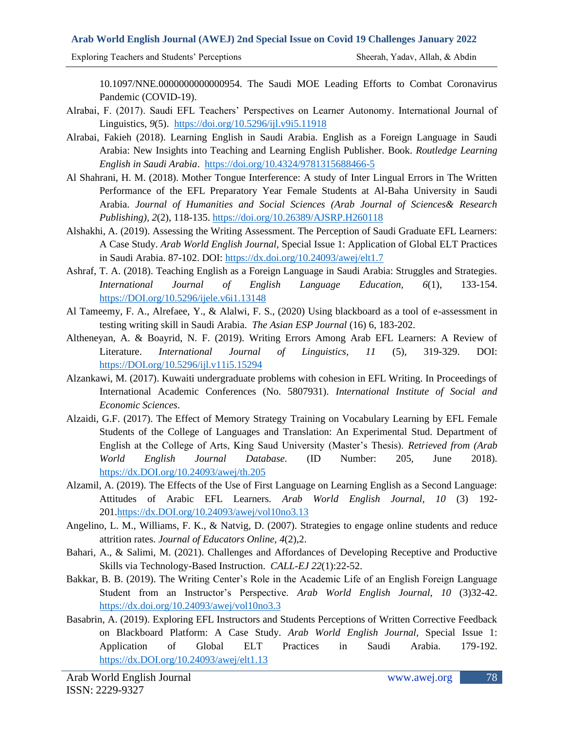10.1097/NNE.0000000000000954. The Saudi MOE Leading Efforts to Combat Coronavirus Pandemic (COVID-19).

Alrabai, F. (2017). Saudi EFL Teachers' Perspectives on Learner Autonomy. International Journal of Linguistics, *9*(5). https://doi.org/10.5296/ijl.v9i5.11918

Alrabai, Fakieh (2018). Learning English in Saudi Arabia. English as a Foreign Language in Saudi Arabia: New Insights into Teaching and Learning English Publisher. Book. *Routledge Learning English in Saudi Arabia*. https://doi.org/10.4324/9781315688466-5

Al Shahrani, H. M. (2018). Mother Tongue Interference: A study of Inter Lingual Errors in The Written Performance of the EFL Preparatory Year Female Students at Al-Baha University in Saudi Arabia. *Journal of Humanities and Social Sciences (Arab Journal of Sciences& Research Publishing), 2*(2), 118-135. https://doi.org/10.26389/AJSRP.H260118

Alshakhi, A. (2019). Assessing the Writing Assessment. The Perception of Saudi Graduate EFL Learners: A Case Study. *Arab World English Journal*, Special Issue 1: Application of Global ELT Practices in Saudi Arabia. 87-102. DOI: https://dx.doi.org/10.24093/awej/elt1.7

Ashraf, T. A. (2018). Teaching English as a Foreign Language in Saudi Arabia: Struggles and Strategies. *International Journal of English Language Education*, *6*(1), 133-154. https://DOI.org/10.5296/ijele.v6i1.13148

Al Tameemy, F. A., Alrefaee, Y., & Alalwi, F. S., (2020) Using blackboard as a tool of e-assessment in testing writing skill in Saudi Arabia. *The Asian ESP Journal* (16) 6, 183-202.

Altheneyan, A. & Boayrid, N. F. (2019). Writing Errors Among Arab EFL Learners: A Review of Literature. *International Journal of Linguistics, 11* (5), 319-329. DOI: https://DOI.org/10.5296/ijl.v11i5.15294

Alzankawi, M. (2017). Kuwaiti undergraduate problems with cohesion in EFL Writing. In Proceedings of International Academic Conferences (No. 5807931). *International Institute of Social and Economic Sciences*.

Alzaidi, G.F. (2017). The Effect of Memory Strategy Training on Vocabulary Learning by EFL Female Students of the College of Languages and Translation: An Experimental Stud. Department of English at the College of Arts, King Saud University (Master's Thesis). *Retrieved from (Arab World English Journal Database.* (ID Number: 205, June 2018). https://dx.DOI.org/10.24093/awej/th.205

Alzamil, A. (2019). The Effects of the Use of First Language on Learning English as a Second Language: Attitudes of Arabic EFL Learners. *Arab World English Journal, 10* (3) 192-201.https://dx.DOI.org/10.24093/awej/vol10no3.13

Angelino, L. M., Williams, F. K., & Natvig, D. (2007). Strategies to engage online students and reduce attrition rates. *Journal of Educators Online, 4*(2),2.

Bahari, A., & Salimi, M. (2021). Challenges and Affordances of Developing Receptive and Productive Skills via Technology-Based Instruction. *CALL-EJ 22*(1):22-52.

Bakkar, B. B. (2019). The Writing Center's Role in the Academic Life of an English Foreign Language Student from an Instructor's Perspective. *Arab World English Journal, 10* (3)32-42. https://dx.doi.org/10.24093/awej/vol10no3.3

Basabrin, A. (2019). Exploring EFL Instructors and Students Perceptions of Written Corrective Feedback on Blackboard Platform: A Case Study. *Arab World English Journal,* Special Issue 1: Application of Global ELT Practices in Saudi Arabia. 179-192. https://dx.DOI.org/10.24093/awej/elt1.13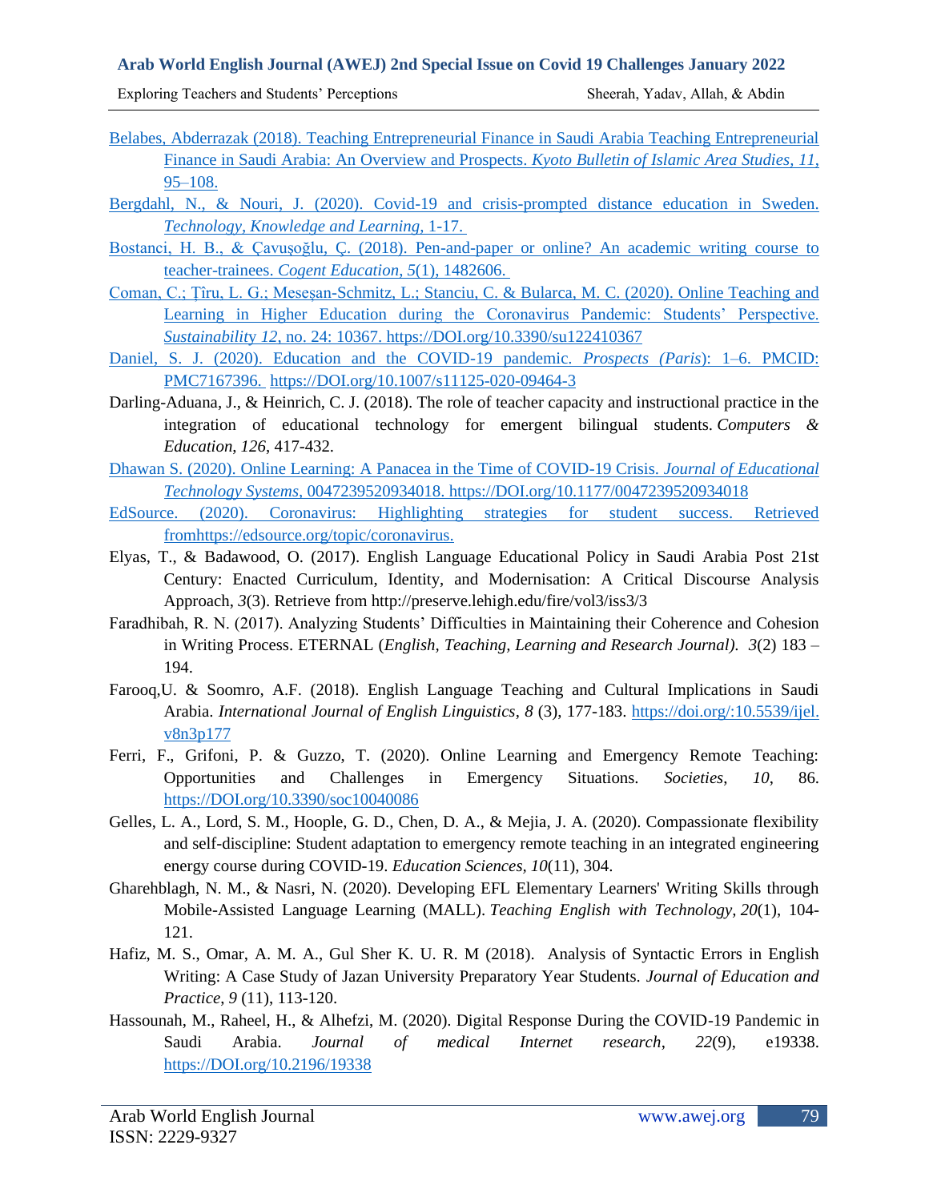Belabes, Abderrazak (2018). Teaching Entrepreneurial Finance in Saudi Arabia Teaching Entrepreneurial Finance in Saudi Arabia: An Overview and Prospects. *Kyoto Bulletin of Islamic Area Studies, 11*, 95–108.

Bergdahl, N., & Nouri, J. (2020). Covid-19 and crisis-prompted distance education in Sweden. *Technology, Knowledge and Learning*, 1-17.

Bostanci, H. B., & Çavuşoğlu, Ç. (2018). Pen-and-paper or online? An academic writing course to teacher-trainees. *Cogent Education, 5*(1), 1482606.

Coman, C.; Țîru, L. G.; Meseșan-Schmitz, L.; Stanciu, C. & Bularca, M. C. (2020). Online Teaching and Learning in Higher Education during the Coronavirus Pandemic: Students' Perspective. *Sustainability 12*, no. 24: 10367. https://DOI.org/10.3390/su122410367

Daniel, S. J. (2020). Education and the COVID-19 pandemic. *Prospects (Paris*): 1–6. PMCID: PMC7167396. https://DOI.org/10.1007/s11125-020-09464-3

Darling-Aduana, J., & Heinrich, C. J. (2018). The role of teacher capacity and instructional practice in the integration of educational technology for emergent bilingual students. *Computers & Education*, *126*, 417-432.

Dhawan S. (2020). Online Learning: A Panacea in the Time of COVID-19 Crisis. *Journal of Educational Technology Systems*, 0047239520934018. https://DOI.org/10.1177/0047239520934018

EdSource. (2020). Coronavirus: Highlighting strategies for student success. Retrieved fromhttps://edsource.org/topic/coronavirus.

Elyas, T., & Badawood, O. (2017). English Language Educational Policy in Saudi Arabia Post 21st Century: Enacted Curriculum, Identity, and Modernisation: A Critical Discourse Analysis Approach, *3*(3). Retrieve from http://preserve.lehigh.edu/fire/vol3/iss3/3

Faradhibah, R. N. (2017). Analyzing Students' Difficulties in Maintaining their Coherence and Cohesion in Writing Process. ETERNAL (*English, Teaching, Learning and Research Journal). 3*(2) 183 – 194.

Farooq,U. & Soomro, A.F. (2018). English Language Teaching and Cultural Implications in Saudi Arabia. *International Journal of English Linguistics*, *8* (3), 177-183. https://doi.org/:10.5539/ijel.v8n3p177

Ferri, F., Grifoni, P. & Guzzo, T. (2020). Online Learning and Emergency Remote Teaching: Opportunities and Challenges in Emergency Situations. *Societies*, *10*, 86. https://DOI.org/10.3390/soc10040086

Gelles, L. A., Lord, S. M., Hoople, G. D., Chen, D. A., & Mejia, J. A. (2020). Compassionate flexibility and self-discipline: Student adaptation to emergency remote teaching in an integrated engineering energy course during COVID-19. *Education Sciences, 10*(11), 304.

Gharehblagh, N. M., & Nasri, N. (2020). Developing EFL Elementary Learners' Writing Skills through Mobile-Assisted Language Learning (MALL). *Teaching English with Technology*, *20*(1), 104-121.

Hafiz, M. S., Omar, A. M. A., Gul Sher K. U. R. M (2018). Analysis of Syntactic Errors in English Writing: A Case Study of Jazan University Preparatory Year Students. *Journal of Education and Practice*, *9* (11), 113-120.

Hassounah, M., Raheel, H., & Alhefzi, M. (2020). Digital Response During the COVID-19 Pandemic in Saudi Arabia. *Journal of medical Internet research*, *22*(9), e19338. https://DOI.org/10.2196/19338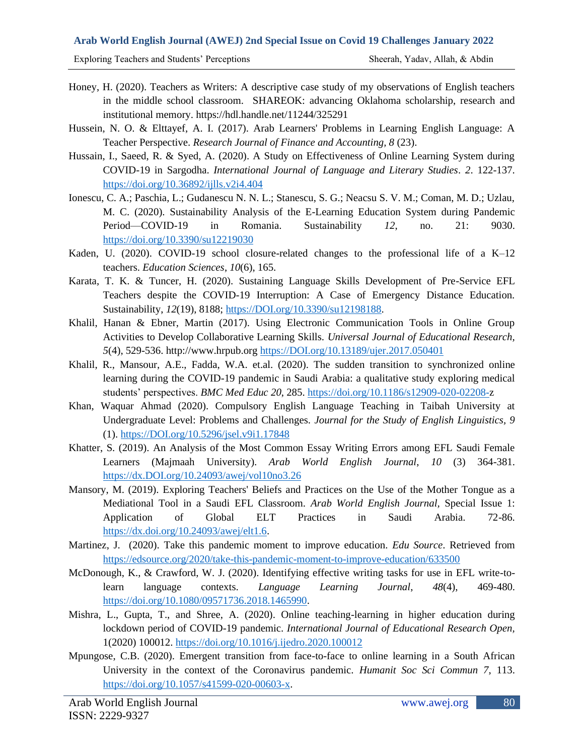Honey, H. (2020). Teachers as Writers: A descriptive case study of my observations of English teachers in the middle school classroom. SHAREOK: advancing Oklahoma scholarship, research and institutional memory. https://hdl.handle.net/11244/325291

Hussein, N. O. & Elttayef, A. I. (2017). Arab Learners' Problems in Learning English Language: A Teacher Perspective. *Research Journal of Finance and Accounting, 8* (23).

Hussain, I., Saeed, R. & Syed, A. (2020). A Study on Effectiveness of Online Learning System during COVID-19 in Sargodha. *International Journal of Language and Literary Studies*. *2*. 122-137. https://doi.org/10.36892/ijlls.v2i4.404

Ionescu, C. A.; Paschia, L.; Gudanescu N. N. L.; Stanescu, S. G.; Neacsu S. V. M.; Coman, M. D.; Uzlau, M. C. (2020). Sustainability Analysis of the E-Learning Education System during Pandemic Period—COVID-19 in Romania. Sustainability *12*, no. 21: 9030. https://doi.org/10.3390/su12219030

Kaden, U. (2020). COVID-19 school closure-related changes to the professional life of a K–12 teachers. *Education Sciences*, *10*(6), 165.

Karata, T. K. & Tuncer, H. (2020). Sustaining Language Skills Development of Pre-Service EFL Teachers despite the COVID-19 Interruption: A Case of Emergency Distance Education. Sustainability, *12*(19), 8188; https://DOI.org/10.3390/su12198188.

Khalil, Hanan & Ebner, Martin (2017). Using Electronic Communication Tools in Online Group Activities to Develop Collaborative Learning Skills. *Universal Journal of Educational Research*, *5*(4), 529-536. http://www.hrpub.org https://DOI.org/10.13189/ujer.2017.050401

Khalil, R., Mansour, A.E., Fadda, W.A. et.al. (2020). The sudden transition to synchronized online learning during the COVID-19 pandemic in Saudi Arabia: a qualitative study exploring medical students' perspectives. *BMC Med Educ 20*, 285. https://doi.org/10.1186/s12909-020-02208-z

Khan, Waquar Ahmad (2020). Compulsory English Language Teaching in Taibah University at Undergraduate Level: Problems and Challenges. *Journal for the Study of English Linguistics, 9* (1). https://DOI.org/10.5296/jsel.v9i1.17848

Khatter, S. (2019). An Analysis of the Most Common Essay Writing Errors among EFL Saudi Female Learners (Majmaah University). *Arab World English Journal*, *10* (3) 364-381. https://dx.DOI.org/10.24093/awej/vol10no3.26

Mansory, M. (2019). Exploring Teachers' Beliefs and Practices on the Use of the Mother Tongue as a Mediational Tool in a Saudi EFL Classroom. *Arab World English Journal*, Special Issue 1: Application of Global ELT Practices in Saudi Arabia. 72-86. https://dx.doi.org/10.24093/awej/elt1.6.

Martinez, J. (2020). Take this pandemic moment to improve education. *Edu Source*. Retrieved from https://edsource.org/2020/take-this-pandemic-moment-to-improve-education/633500

McDonough, K., & Crawford, W. J. (2020). Identifying effective writing tasks for use in EFL write-to-learn language contexts. *Language Learning Journal*, *48*(4), 469-480. https://doi.org/10.1080/09571736.2018.1465990.

Mishra, L., Gupta, T., and Shree, A. (2020). Online teaching-learning in higher education during lockdown period of COVID-19 pandemic. *International Journal of Educational Research Open,* 1(2020) 100012. https://doi.org/10.1016/j.ijedro.2020.100012

Mpungose, C.B. (2020). Emergent transition from face-to-face to online learning in a South African University in the context of the Coronavirus pandemic. *Humanit Soc Sci Commun 7,* 113. https://doi.org/10.1057/s41599-020-00603-x.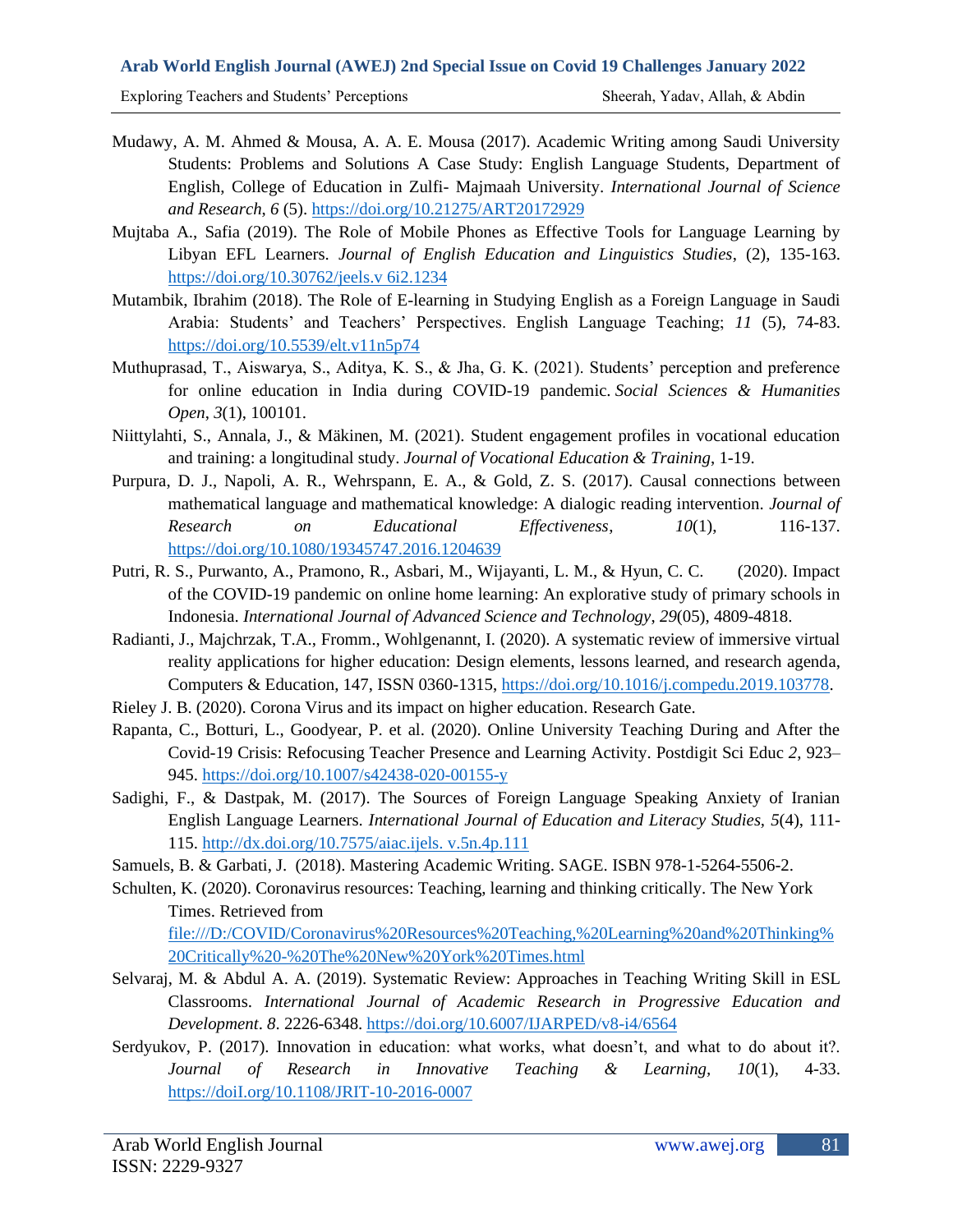Mudawy, A. M. Ahmed & Mousa, A. A. E. Mousa (2017). Academic Writing among Saudi University Students: Problems and Solutions A Case Study: English Language Students, Department of English, College of Education in Zulfi- Majmaah University. *International Journal of Science and Research, 6* (5). https://doi.org/10.21275/ART20172929

Mujtaba A., Safia (2019). The Role of Mobile Phones as Effective Tools for Language Learning by Libyan EFL Learners. *Journal of English Education and Linguistics Studies*, (2), 135-163. https://doi.org/10.30762/jeels.v 6i2.1234

Mutambik, Ibrahim (2018). The Role of E-learning in Studying English as a Foreign Language in Saudi Arabia: Students' and Teachers' Perspectives. English Language Teaching; *11* (5), 74-83. https://doi.org/10.5539/elt.v11n5p74

Muthuprasad, T., Aiswarya, S., Aditya, K. S., & Jha, G. K. (2021). Students' perception and preference for online education in India during COVID-19 pandemic. *Social Sciences & Humanities Open*, *3*(1), 100101.

Niittylahti, S., Annala, J., & Mäkinen, M. (2021). Student engagement profiles in vocational education and training: a longitudinal study. *Journal of Vocational Education & Training*, 1-19.

Purpura, D. J., Napoli, A. R., Wehrspann, E. A., & Gold, Z. S. (2017). Causal connections between mathematical language and mathematical knowledge: A dialogic reading intervention. *Journal of Research on Educational Effectiveness*, *10*(1), 116-137. https://doi.org/10.1080/19345747.2016.1204639

Putri, R. S., Purwanto, A., Pramono, R., Asbari, M., Wijayanti, L. M., & Hyun, C. C. (2020). Impact of the COVID-19 pandemic on online home learning: An explorative study of primary schools in Indonesia. *International Journal of Advanced Science and Technology*, *29*(05), 4809-4818.

Radianti, J., Majchrzak, T.A., Fromm., Wohlgenannt, I. (2020). A systematic review of immersive virtual reality applications for higher education: Design elements, lessons learned, and research agenda, Computers & Education, 147, ISSN 0360-1315, https://doi.org/10.1016/j.compedu.2019.103778.

Rieley J. B. (2020). Corona Virus and its impact on higher education. Research Gate.

Rapanta, C., Botturi, L., Goodyear, P. et al. (2020). Online University Teaching During and After the Covid-19 Crisis: Refocusing Teacher Presence and Learning Activity. Postdigit Sci Educ *2*, 923–945. https://doi.org/10.1007/s42438-020-00155-y

Sadighi, F., & Dastpak, M. (2017). The Sources of Foreign Language Speaking Anxiety of Iranian English Language Learners. *International Journal of Education and Literacy Studies*, *5*(4), 111-115. http://dx.doi.org/10.7575/aiac.ijels. v.5n.4p.111

Samuels, B. & Garbati, J. (2018). Mastering Academic Writing. SAGE. ISBN 978-1-5264-5506-2.

Schulten, K. (2020). Coronavirus resources: Teaching, learning and thinking critically. The New York Times. Retrieved from file:///D:/COVID/Coronavirus%20Resources%20Teaching,%20Learning%20and%20Thinking%20Critically%20-%20The%20New%20York%20Times.html

Selvaraj, M. & Abdul A. A. (2019). Systematic Review: Approaches in Teaching Writing Skill in ESL Classrooms. *International Journal of Academic Research in Progressive Education and Development*. *8*. 2226-6348. https://doi.org/10.6007/IJARPED/v8-i4/6564

Serdyukov, P. (2017). Innovation in education: what works, what doesn't, and what to do about it?. *Journal of Research in Innovative Teaching & Learning, 10*(1), 4-33. https://doiI.org/10.1108/JRIT-10-2016-0007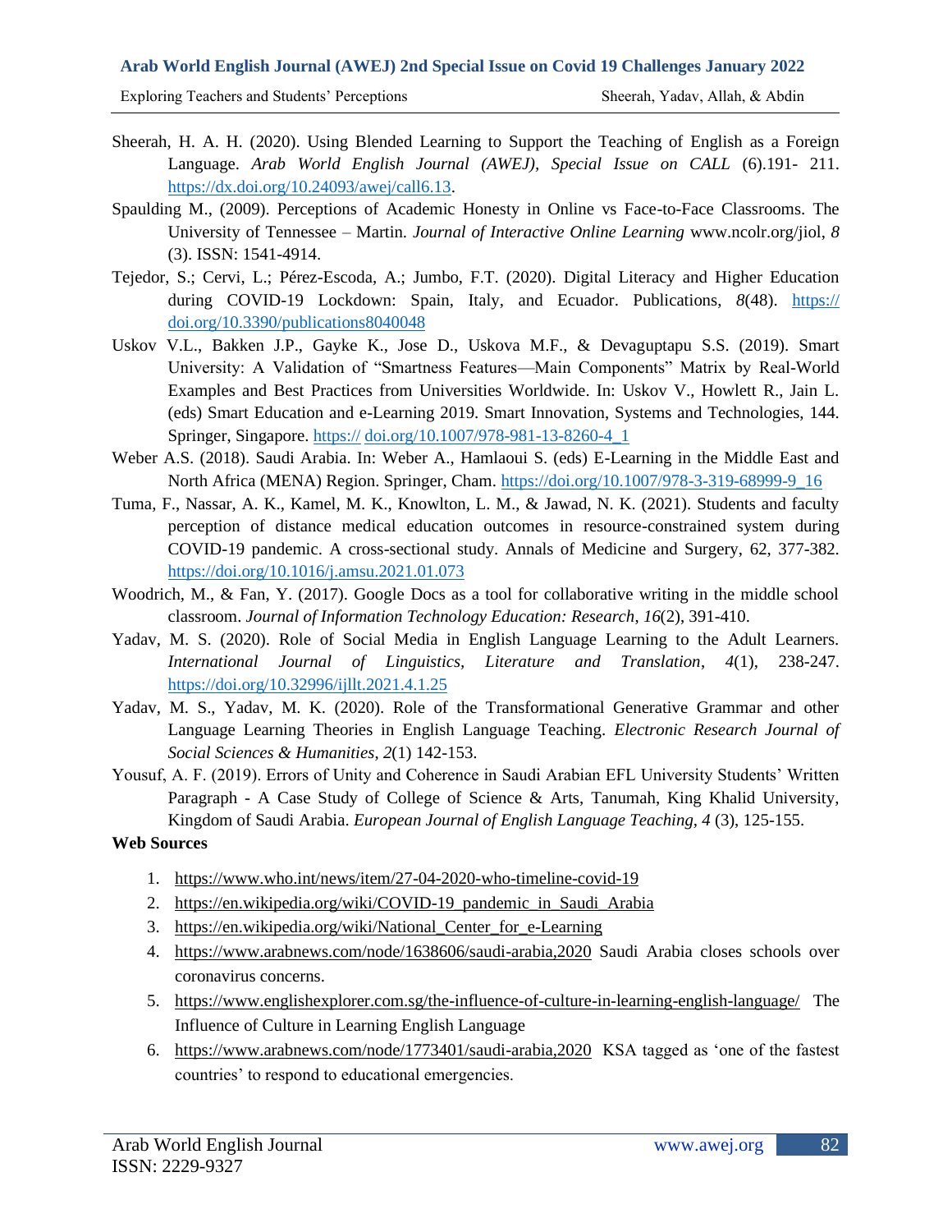Sheerah, H. A. H. (2020). Using Blended Learning to Support the Teaching of English as a Foreign Language. *Arab World English Journal (AWEJ), Special Issue on CALL* (6).191- 211. https://dx.doi.org/10.24093/awej/call6.13.

Spaulding M., (2009). Perceptions of Academic Honesty in Online vs Face-to-Face Classrooms. The University of Tennessee – Martin. *Journal of Interactive Online Learning* www.ncolr.org/jiol, *8* (3). ISSN: 1541-4914.

Tejedor, S.; Cervi, L.; Pérez-Escoda, A.; Jumbo, F.T. (2020). Digital Literacy and Higher Education during COVID-19 Lockdown: Spain, Italy, and Ecuador. Publications, *8*(48). https:// doi.org/10.3390/publications8040048

Uskov V.L., Bakken J.P., Gayke K., Jose D., Uskova M.F., & Devaguptapu S.S. (2019). Smart University: A Validation of "Smartness Features—Main Components" Matrix by Real-World Examples and Best Practices from Universities Worldwide. In: Uskov V., Howlett R., Jain L. (eds) Smart Education and e-Learning 2019. Smart Innovation, Systems and Technologies, 144. Springer, Singapore. https:// doi.org/10.1007/978-981-13-8260-4_1

Weber A.S. (2018). Saudi Arabia. In: Weber A., Hamlaoui S. (eds) E-Learning in the Middle East and North Africa (MENA) Region. Springer, Cham. https://doi.org/10.1007/978-3-319-68999-9_16

Tuma, F., Nassar, A. K., Kamel, M. K., Knowlton, L. M., & Jawad, N. K. (2021). Students and faculty perception of distance medical education outcomes in resource-constrained system during COVID-19 pandemic. A cross-sectional study. Annals of Medicine and Surgery, 62, 377-382. https://doi.org/10.1016/j.amsu.2021.01.073

Woodrich, M., & Fan, Y. (2017). Google Docs as a tool for collaborative writing in the middle school classroom. *Journal of Information Technology Education: Research*, *16*(2), 391-410.

Yadav, M. S. (2020). Role of Social Media in English Language Learning to the Adult Learners. *International Journal of Linguistics, Literature and Translation*, *4*(1), 238-247. https://doi.org/10.32996/ijllt.2021.4.1.25

Yadav, M. S., Yadav, M. K. (2020). Role of the Transformational Generative Grammar and other Language Learning Theories in English Language Teaching. *Electronic Research Journal of Social Sciences & Humanities*, *2*(1) 142-153.

Yousuf, A. F. (2019). Errors of Unity and Coherence in Saudi Arabian EFL University Students' Written Paragraph - A Case Study of College of Science & Arts, Tanumah, King Khalid University, Kingdom of Saudi Arabia. *European Journal of English Language Teaching, 4* (3), 125-155.

**Web Sources**

1. https://www.who.int/news/item/27-04-2020-who-timeline-covid-19
2. https://en.wikipedia.org/wiki/COVID-19_pandemic_in_Saudi_Arabia
3. https://en.wikipedia.org/wiki/National_Center_for_e-Learning
4. https://www.arabnews.com/node/1638606/saudi-arabia,2020 Saudi Arabia closes schools over coronavirus concerns.
5. https://www.englishexplorer.com.sg/the-influence-of-culture-in-learning-english-language/ The Influence of Culture in Learning English Language
6. https://www.arabnews.com/node/1773401/saudi-arabia,2020 KSA tagged as 'one of the fastest countries' to respond to educational emergencies.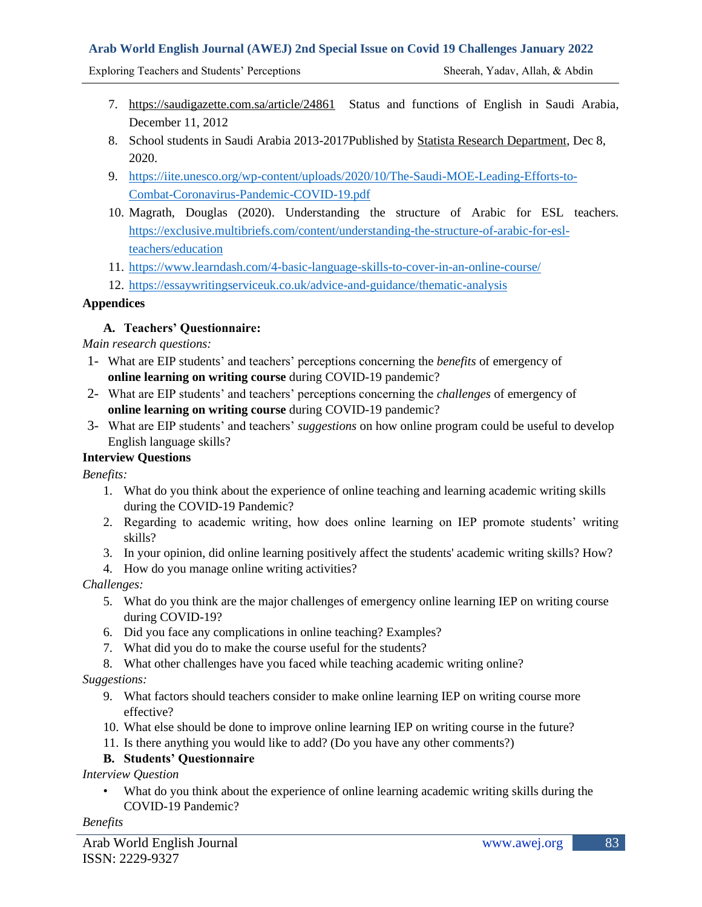7. https://saudigazette.com.sa/article/24861 Status and functions of English in Saudi Arabia, December 11, 2012
8. School students in Saudi Arabia 2013-2017Published by Statista Research Department, Dec 8, 2020.
9. https://iite.unesco.org/wp-content/uploads/2020/10/The-Saudi-MOE-Leading-Efforts-to-Combat-Coronavirus-Pandemic-COVID-19.pdf
10. Magrath, Douglas (2020). Understanding the structure of Arabic for ESL teachers. https://exclusive.multibriefs.com/content/understanding-the-structure-of-arabic-for-esl-teachers/education
11. https://www.learndash.com/4-basic-language-skills-to-cover-in-an-online-course/
12. https://essaywritingserviceuk.co.uk/advice-and-guidance/thematic-analysis

## Appendices

### A. Teachers' Questionnaire:

*Main research questions:*

1- What are EIP students' and teachers' perceptions concerning the *benefits* of emergency of **online learning on writing course** during COVID-19 pandemic?

2- What are EIP students' and teachers' perceptions concerning the *challenges* of emergency of **online learning on writing course** during COVID-19 pandemic?

3- What are EIP students' and teachers' *suggestions* on how online program could be useful to develop English language skills?

**Interview Questions**

*Benefits:*

1. What do you think about the experience of online teaching and learning academic writing skills during the COVID-19 Pandemic?
2. Regarding to academic writing, how does online learning on IEP promote students' writing skills?
3. In your opinion, did online learning positively affect the students' academic writing skills? How?
4. How do you manage online writing activities?

*Challenges:*

5. What do you think are the major challenges of emergency online learning IEP on writing course during COVID-19?
6. Did you face any complications in online teaching? Examples?
7. What did you do to make the course useful for the students?
8. What other challenges have you faced while teaching academic writing online?

*Suggestions:*

9. What factors should teachers consider to make online learning IEP on writing course more effective?
10. What else should be done to improve online learning IEP on writing course in the future?
11. Is there anything you would like to add? (Do you have any other comments?)

### B. Students' Questionnaire

*Interview Question*

- What do you think about the experience of online learning academic writing skills during the COVID-19 Pandemic?

*Benefits*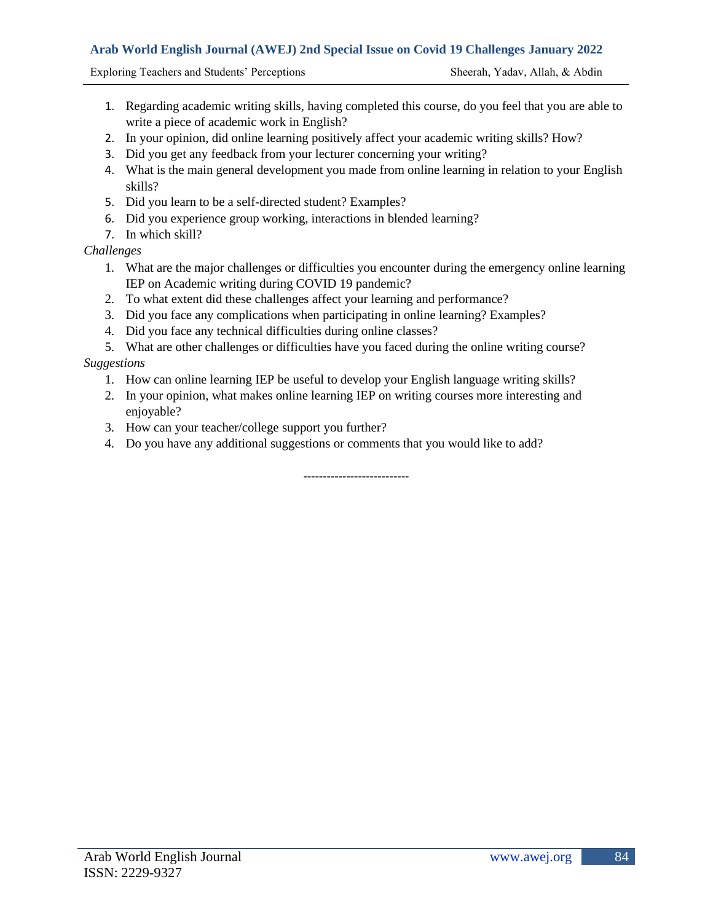1. Regarding academic writing skills, having completed this course, do you feel that you are able to write a piece of academic work in English?
2. In your opinion, did online learning positively affect your academic writing skills? How?
3. Did you get any feedback from your lecturer concerning your writing?
4. What is the main general development you made from online learning in relation to your English skills?
5. Did you learn to be a self-directed student? Examples?
6. Did you experience group working, interactions in blended learning?
7. In which skill?

*Challenges*

1. What are the major challenges or difficulties you encounter during the emergency online learning IEP on Academic writing during COVID 19 pandemic?
2. To what extent did these challenges affect your learning and performance?
3. Did you face any complications when participating in online learning? Examples?
4. Did you face any technical difficulties during online classes?
5. What are other challenges or difficulties have you faced during the online writing course?

*Suggestions*

1. How can online learning IEP be useful to develop your English language writing skills?
2. In your opinion, what makes online learning IEP on writing courses more interesting and enjoyable?
3. How can your teacher/college support you further?
4. Do you have any additional suggestions or comments that you would like to add?

--------------------------